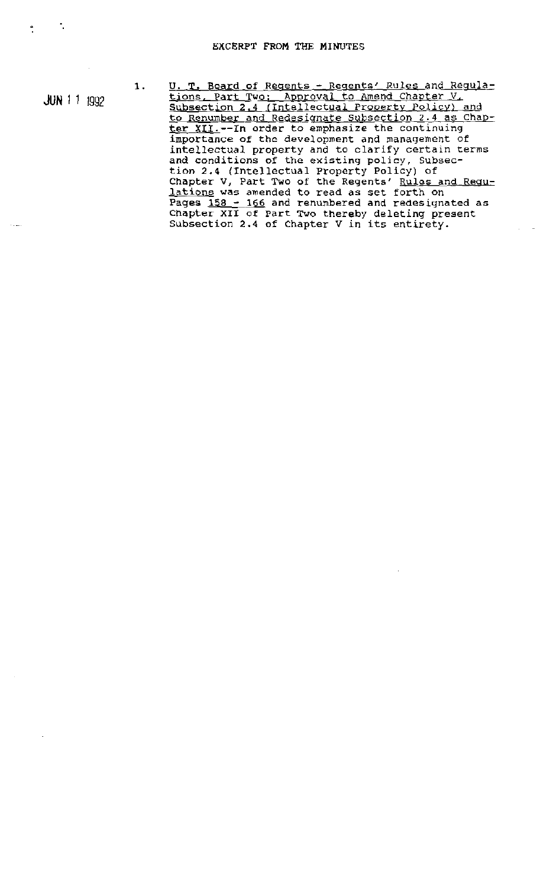EXCERPT FROM THE MINUTES

JUN 11 1992

1. <u>U. T. Board of Regents - Regents' Rules and Regulations, Part Two: Approval to Amend Chapter V, Subsection 2.4 (Intellectual Property Policy) and to Renumber and Redesignate Subsection 2.4 as Chapter XII.</u>--In order to emphasize the continuing importance of the development and management of intellectual property and to clarify certain terms and conditions of the existing policy, Subsection 2.4 (Intellectual Property Policy) of Chapter V, Part Two of the Regents' <u>Rules and Regulations</u> was amended to read as set forth on Pages <u>158 - 166</u> and renumbered and redesignated as Chapter XII of Part Two thereby deleting present Subsection 2.4 of Chapter V in its entirety.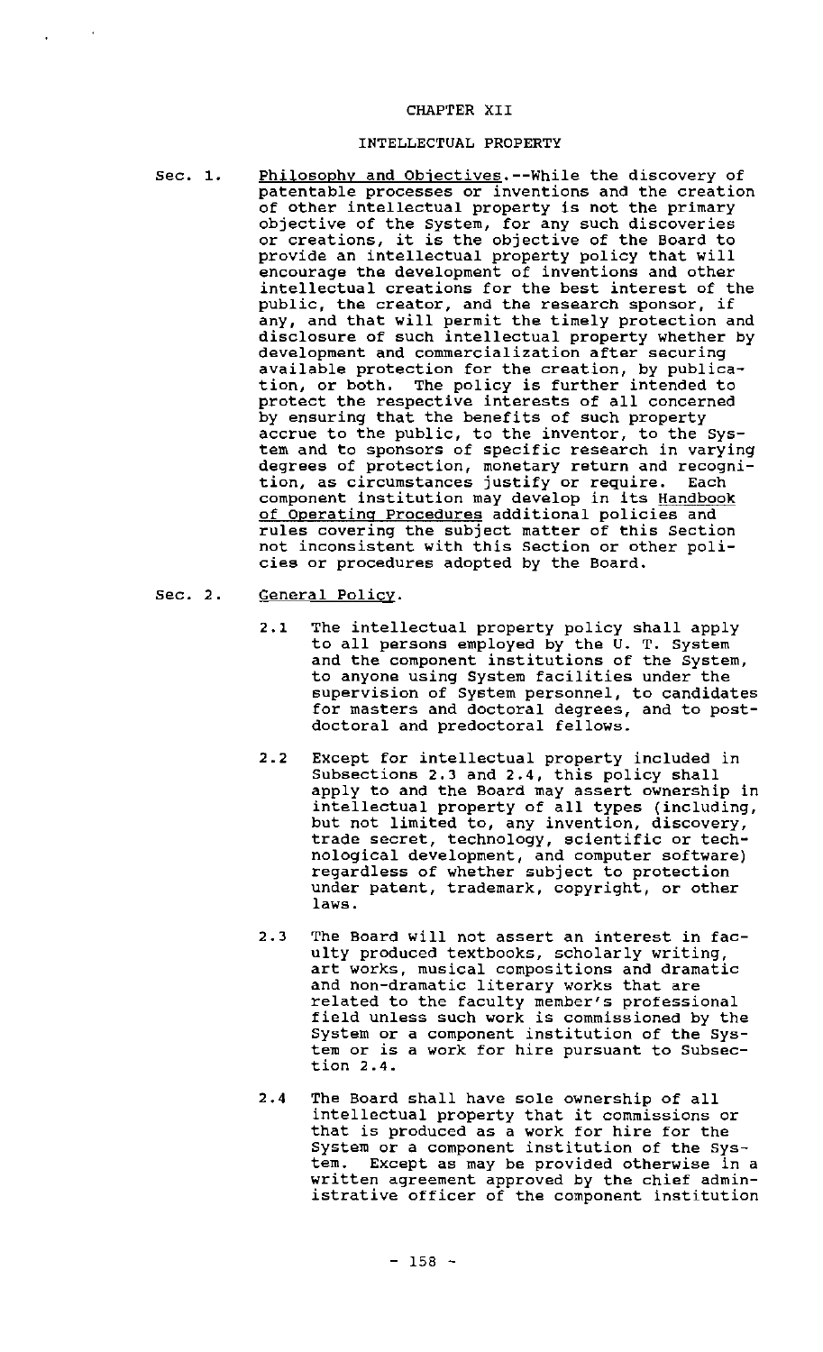# CHAPTER XII

## INTELLECTUAL PROPERTY

Sec. 1. Philosophy and Objectives.--While the discovery of patentable processes or inventions and the creation of other intellectual property is not the primary objective of the System, for any such discoveries or creations, it is the objective of the Board to provide an intellectual property policy that will encourage the development of inventions and other intellectual creations for the best interest of the public, the creator, and the research sponsor, if any, and that will permit the timely protection and disclosure of such intellectual property whether by development and commercialization after securing available protection for the creation, by publication, or both. The policy is further intended to protect the respective interests of all concerned by ensuring that the benefits of such property accrue to the public, to the inventor, to the System and to sponsors of specific research in varying degrees of protection, monetary return and recognition, as circumstances justify or require. Each component institution may develop in its Handbook of Operating Procedures additional policies and rules covering the subject matter of this Section not inconsistent with this Section or other policies or procedures adopted by the Board.

Sec. 2. General Policy.

2.1 The intellectual property policy shall apply to all persons employed by the U. T. System and the component institutions of the System, to anyone using System facilities under the supervision of System personnel, to candidates for masters and doctoral degrees, and to post-doctoral and predoctoral fellows.

2.2 Except for intellectual property included in Subsections 2.3 and 2.4, this policy shall apply to and the Board may assert ownership in intellectual property of all types (including, but not limited to, any invention, discovery, trade secret, technology, scientific or technological development, and computer software) regardless of whether subject to protection under patent, trademark, copyright, or other laws.

2.3 The Board will not assert an interest in faculty produced textbooks, scholarly writing, art works, musical compositions and dramatic and non-dramatic literary works that are related to the faculty member's professional field unless such work is commissioned by the System or a component institution of the System or is a work for hire pursuant to Subsection 2.4.

2.4 The Board shall have sole ownership of all intellectual property that it commissions or that is produced as a work for hire for the System or a component institution of the System. Except as may be provided otherwise in a written agreement approved by the chief administrative officer of the component institution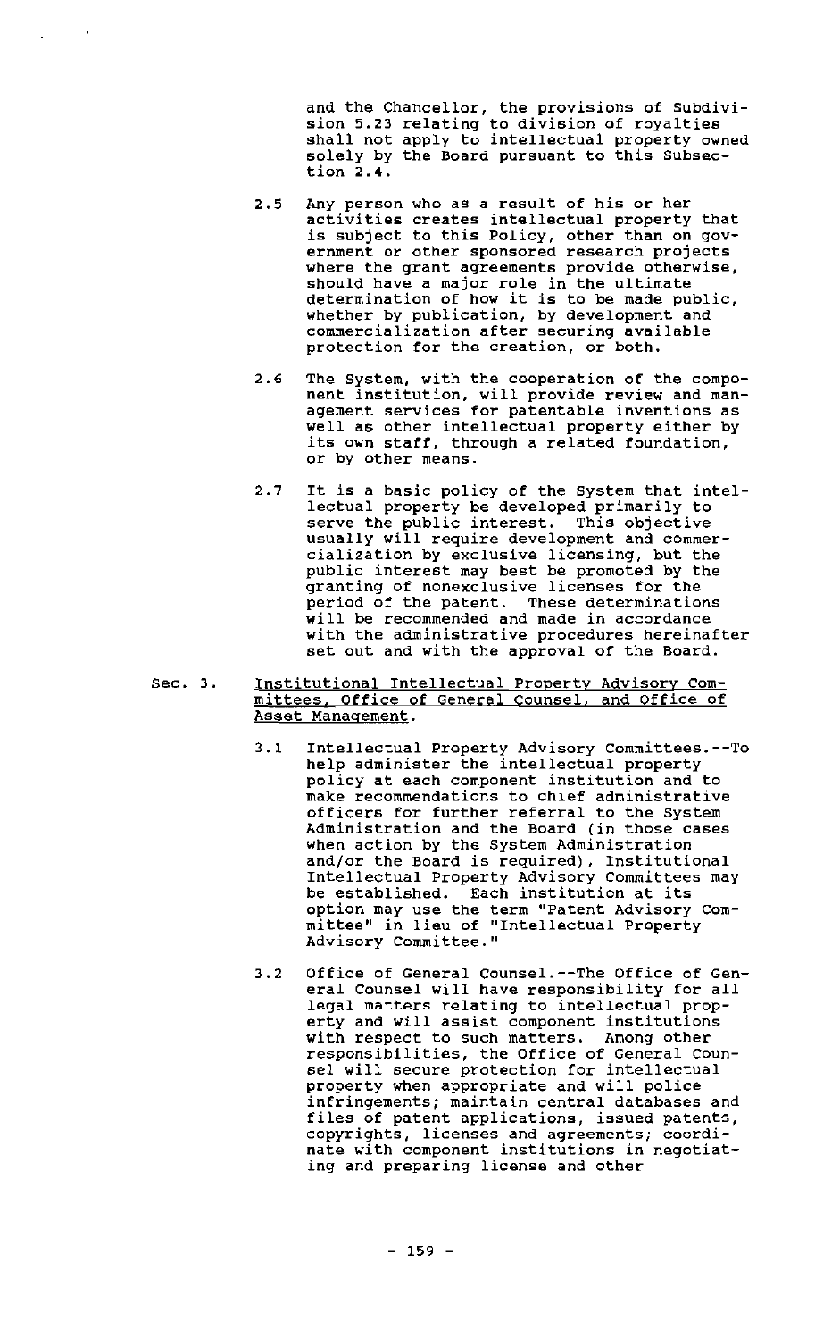and the Chancellor, the provisions of Subdivision 5.23 relating to division of royalties shall not apply to intellectual property owned solely by the Board pursuant to this Subsection 2.4.

2.5 Any person who as a result of his or her activities creates intellectual property that is subject to this Policy, other than on government or other sponsored research projects where the grant agreements provide otherwise, should have a major role in the ultimate determination of how it is to be made public, whether by publication, by development and commercialization after securing available protection for the creation, or both.

2.6 The System, with the cooperation of the component institution, will provide review and management services for patentable inventions as well as other intellectual property either by its own staff, through a related foundation, or by other means.

2.7 It is a basic policy of the System that intellectual property be developed primarily to serve the public interest. This objective usually will require development and commercialization by exclusive licensing, but the public interest may best be promoted by the granting of nonexclusive licenses for the period of the patent. These determinations will be recommended and made in accordance with the administrative procedures hereinafter set out and with the approval of the Board.

Sec. 3. <u>Institutional Intellectual Property Advisory Committees, Office of General Counsel, and Office of Asset Management.</u>

3.1 Intellectual Property Advisory Committees.--To help administer the intellectual property policy at each component institution and to make recommendations to chief administrative officers for further referral to the System Administration and the Board (in those cases when action by the System Administration and/or the Board is required), Institutional Intellectual Property Advisory Committees may be established. Each institution at its option may use the term "Patent Advisory Committee" in lieu of "Intellectual Property Advisory Committee."

3.2 Office of General Counsel.--The Office of General Counsel will have responsibility for all legal matters relating to intellectual property and will assist component institutions with respect to such matters. Among other responsibilities, the Office of General Counsel will secure protection for intellectual property when appropriate and will police infringements; maintain central databases and files of patent applications, issued patents, copyrights, licenses and agreements; coordinate with component institutions in negotiating and preparing license and other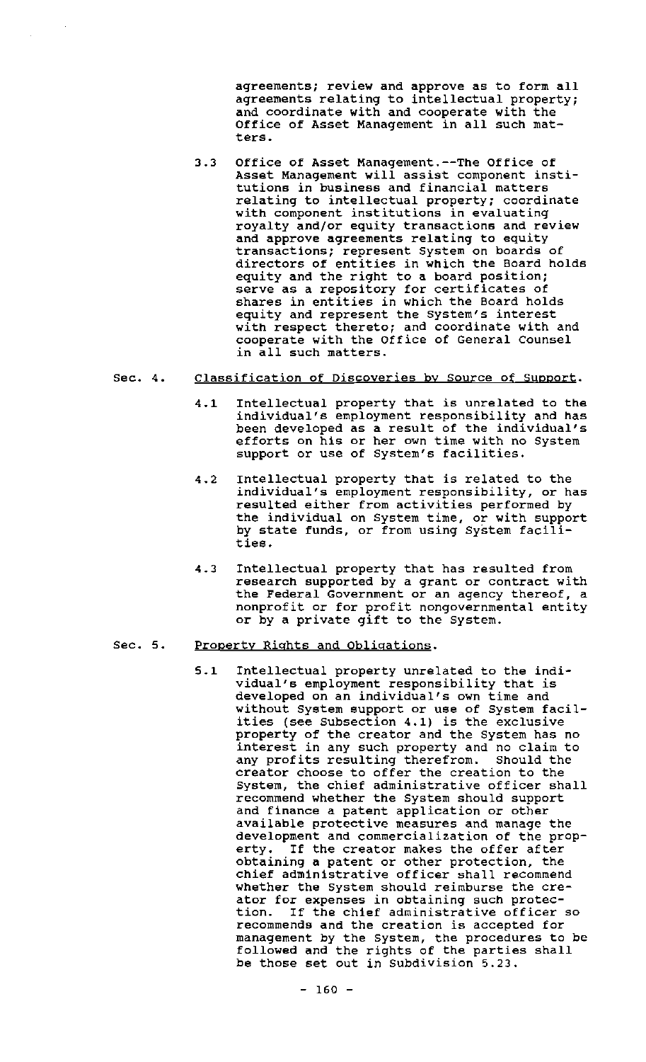agreements; review and approve as to form all agreements relating to intellectual property; and coordinate with and cooperate with the Office of Asset Management in all such matters.

3.3 Office of Asset Management.--The Office of Asset Management will assist component institutions in business and financial matters relating to intellectual property; coordinate with component institutions in evaluating royalty and/or equity transactions and review and approve agreements relating to equity transactions; represent System on boards of directors of entities in which the Board holds equity and the right to a board position; serve as a repository for certificates of shares in entities in which the Board holds equity and represent the System's interest with respect thereto; and coordinate with and cooperate with the Office of General Counsel in all such matters.

Sec. 4. Classification of Discoveries by Source of Support.

4.1 Intellectual property that is unrelated to the individual's employment responsibility and has been developed as a result of the individual's efforts on his or her own time with no System support or use of System's facilities.

4.2 Intellectual property that is related to the individual's employment responsibility, or has resulted either from activities performed by the individual on System time, or with support by state funds, or from using System facilities.

4.3 Intellectual property that has resulted from research supported by a grant or contract with the Federal Government or an agency thereof, a nonprofit or for profit nongovernmental entity or by a private gift to the System.

Sec. 5. Property Rights and Obligations.

5.1 Intellectual property unrelated to the individual's employment responsibility that is developed on an individual's own time and without System support or use of System facilities (see Subsection 4.1) is the exclusive property of the creator and the System has no interest in any such property and no claim to any profits resulting therefrom. Should the creator choose to offer the creation to the System, the chief administrative officer shall recommend whether the System should support and finance a patent application or other available protective measures and manage the development and commercialization of the property. If the creator makes the offer after obtaining a patent or other protection, the chief administrative officer shall recommend whether the System should reimburse the creator for expenses in obtaining such protection. If the chief administrative officer so recommends and the creation is accepted for management by the System, the procedures to be followed and the rights of the parties shall be those set out in Subdivision 5.23.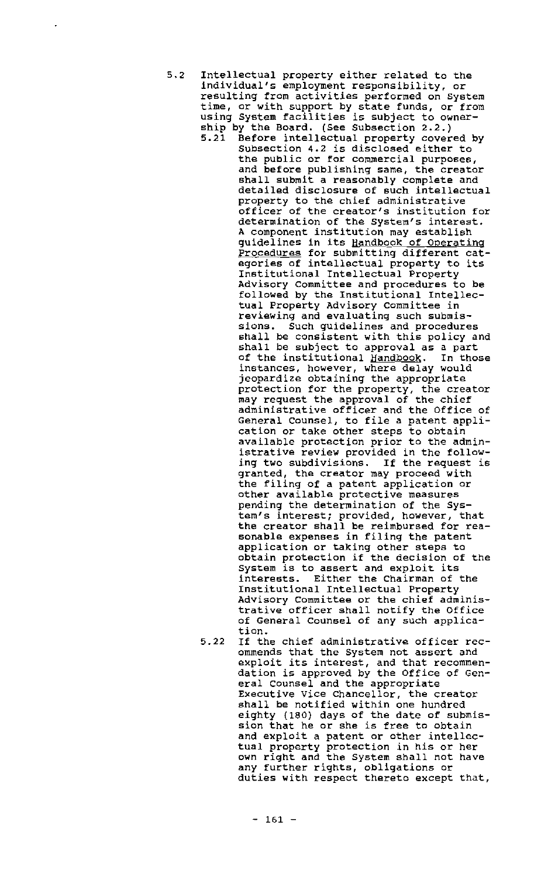5.2 Intellectual property either related to the individual's employment responsibility, or resulting from activities performed on System time, or with support by state funds, or from using System facilities is subject to ownership by the Board. (See Subsection 2.2.)

5.21 Before intellectual property covered by Subsection 4.2 is disclosed either to the public or for commercial purposes, and before publishing same, the creator shall submit a reasonably complete and detailed disclosure of such intellectual property to the chief administrative officer of the creator's institution for determination of the System's interest. A component institution may establish guidelines in its <u>Handbook of Operating Procedures</u> for submitting different categories of intellectual property to its Institutional Intellectual Property Advisory Committee and procedures to be followed by the Institutional Intellectual Property Advisory Committee in reviewing and evaluating such submissions. Such guidelines and procedures shall be consistent with this policy and shall be subject to approval as a part of the institutional <u>Handbook</u>. In those instances, however, where delay would jeopardize obtaining the appropriate protection for the property, the creator may request the approval of the chief administrative officer and the Office of General Counsel, to file a patent application or take other steps to obtain available protection prior to the administrative review provided in the following two subdivisions. If the request is granted, the creator may proceed with the filing of a patent application or other available protective measures pending the determination of the System's interest; provided, however, that the creator shall be reimbursed for reasonable expenses in filing the patent application or taking other steps to obtain protection if the decision of the System is to assert and exploit its interests. Either the Chairman of the Institutional Intellectual Property Advisory Committee or the chief administrative officer shall notify the Office of General Counsel of any such application.

5.22 If the chief administrative officer recommends that the System not assert and exploit its interest, and that recommendation is approved by the Office of General Counsel and the appropriate Executive Vice Chancellor, the creator shall be notified within one hundred eighty (180) days of the date of submission that he or she is free to obtain and exploit a patent or other intellectual property protection in his or her own right and the System shall not have any further rights, obligations or duties with respect thereto except that,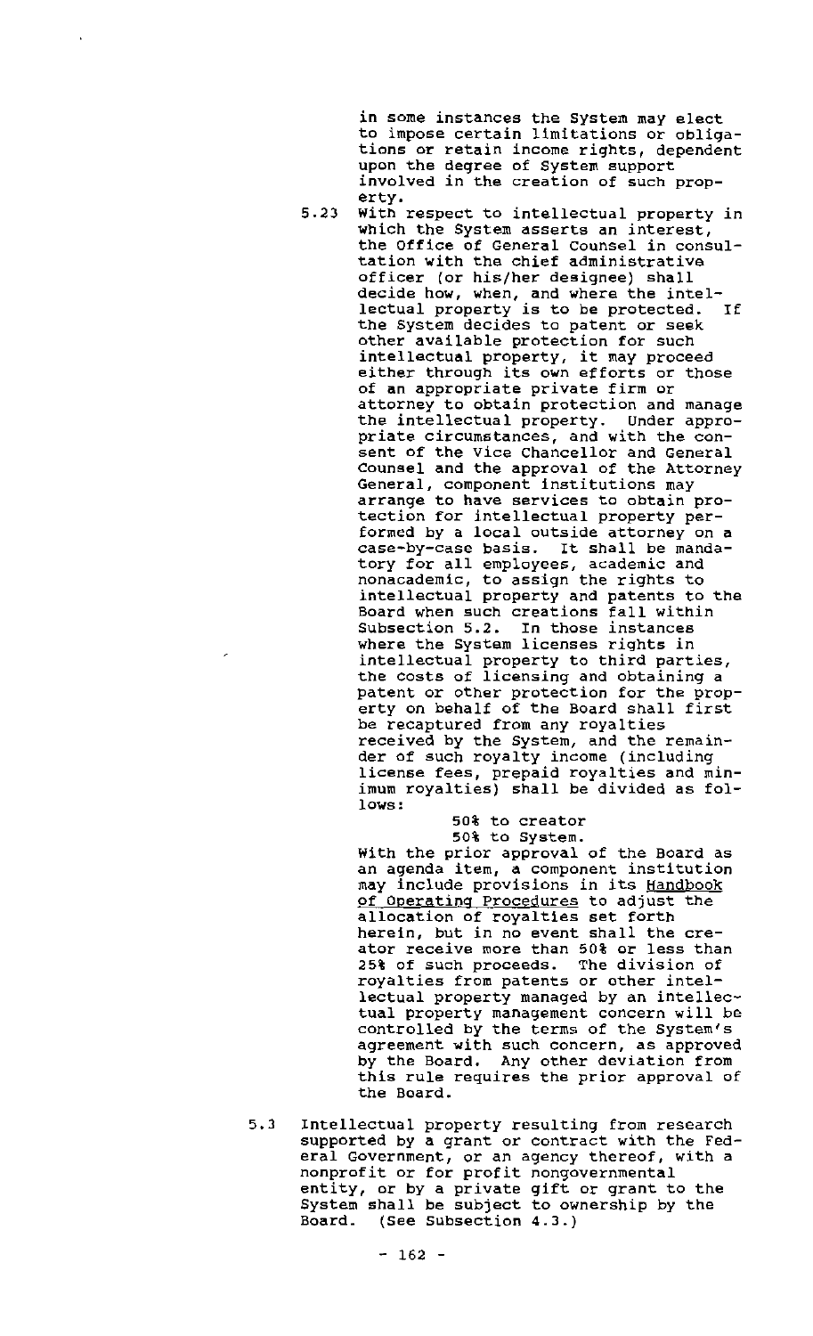in some instances the System may elect to impose certain limitations or obligations or retain income rights, dependent upon the degree of System support involved in the creation of such property.

5.23 With respect to intellectual property in which the System asserts an interest, the Office of General Counsel in consultation with the chief administrative officer (or his/her designee) shall decide how, when, and where the intellectual property is to be protected. If the System decides to patent or seek other available protection for such intellectual property, it may proceed either through its own efforts or those of an appropriate private firm or attorney to obtain protection and manage the intellectual property. Under appropriate circumstances, and with the consent of the Vice Chancellor and General Counsel and the approval of the Attorney General, component institutions may arrange to have services to obtain protection for intellectual property performed by a local outside attorney on a case-by-case basis. It shall be mandatory for all employees, academic and nonacademic, to assign the rights to intellectual property and patents to the Board when such creations fall within Subsection 5.2. In those instances where the System licenses rights in intellectual property to third parties, the costs of licensing and obtaining a patent or other protection for the property on behalf of the Board shall first be recaptured from any royalties received by the System, and the remainder of such royalty income (including license fees, prepaid royalties and minimum royalties) shall be divided as follows:

50% to creator
50% to System.

With the prior approval of the Board as an agenda item, a component institution may include provisions in its <u>Handbook of Operating Procedures</u> to adjust the allocation of royalties set forth herein, but in no event shall the creator receive more than 50% or less than 25% of such proceeds. The division of royalties from patents or other intellectual property managed by an intellectual property management concern will be controlled by the terms of the System's agreement with such concern, as approved by the Board. Any other deviation from this rule requires the prior approval of the Board.

5.3 Intellectual property resulting from research supported by a grant or contract with the Federal Government, or an agency thereof, with a nonprofit or for profit nongovernmental entity, or by a private gift or grant to the System shall be subject to ownership by the Board. (See Subsection 4.3.)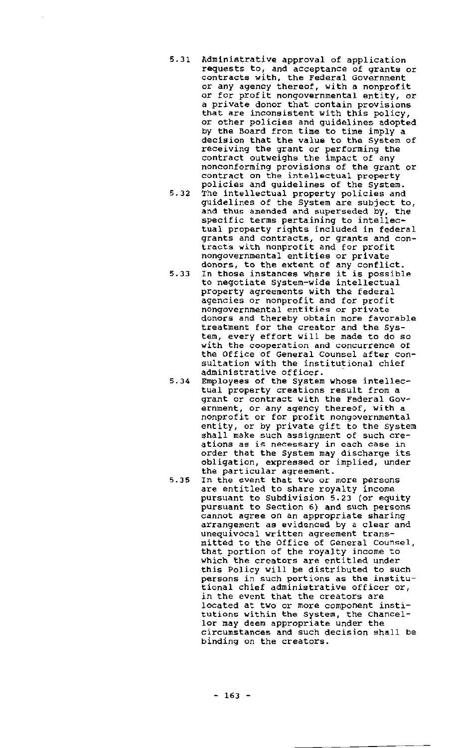5.31 Administrative approval of application requests to, and acceptance of grants or contracts with, the Federal Government or any agency thereof, with a nonprofit or for profit nongovernmental entity, or a private donor that contain provisions that are inconsistent with this policy, or other policies and guidelines adopted by the Board from time to time imply a decision that the value to the System of receiving the grant or performing the contract outweighs the impact of any nonconforming provisions of the grant or contract on the intellectual property policies and guidelines of the System.

5.32 The intellectual property policies and guidelines of the System are subject to, and thus amended and superseded by, the specific terms pertaining to intellectual property rights included in federal grants and contracts, or grants and contracts with nonprofit and for profit nongovernmental entities or private donors, to the extent of any conflict.

5.33 In those instances where it is possible to negotiate System-wide intellectual property agreements with the federal agencies or nonprofit and for profit nongovernmental entities or private donors and thereby obtain more favorable treatment for the creator and the System, every effort will be made to do so with the cooperation and concurrence of the Office of General Counsel after consultation with the institutional chief administrative officer.

5.34 Employees of the System whose intellectual property creations result from a grant or contract with the Federal Government, or any agency thereof, with a nonprofit or for profit nongovernmental entity, or by private gift to the System shall make such assignment of such creations as is necessary in each case in order that the System may discharge its obligation, expressed or implied, under the particular agreement.

5.35 In the event that two or more persons are entitled to share royalty income pursuant to Subdivision 5.23 (or equity pursuant to Section 6) and such persons cannot agree on an appropriate sharing arrangement as evidenced by a clear and unequivocal written agreement transmitted to the Office of General Counsel, that portion of the royalty income to which the creators are entitled under this Policy will be distributed to such persons in such portions as the institutional chief administrative officer or, in the event that the creators are located at two or more component institutions within the System, the Chancellor may deem appropriate under the circumstances and such decision shall be binding on the creators.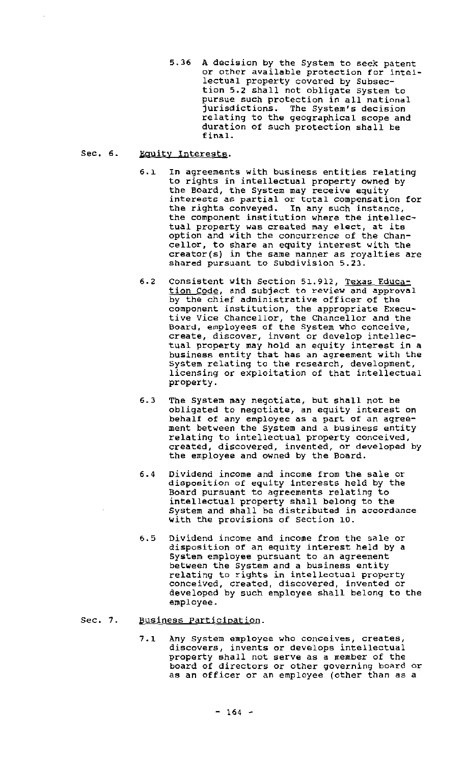5.36 A decision by the System to seek patent or other available protection for intellectual property covered by Subsection 5.2 shall not obligate System to pursue such protection in all national jurisdictions. The System's decision relating to the geographical scope and duration of such protection shall be final.

Sec. 6. Equity Interests.

6.1 In agreements with business entities relating to rights in intellectual property owned by the Board, the System may receive equity interests as partial or total compensation for the rights conveyed. In any such instance, the component institution where the intellectual property was created may elect, at its option and with the concurrence of the Chancellor, to share an equity interest with the creator(s) in the same manner as royalties are shared pursuant to Subdivision 5.23.

6.2 Consistent with Section 51.912, Texas Education Code, and subject to review and approval by the chief administrative officer of the component institution, the appropriate Executive Vice Chancellor, the Chancellor and the Board, employees of the System who conceive, create, discover, invent or develop intellectual property may hold an equity interest in a business entity that has an agreement with the System relating to the research, development, licensing or exploitation of that intellectual property.

6.3 The System may negotiate, but shall not be obligated to negotiate, an equity interest on behalf of any employee as a part of an agreement between the System and a business entity relating to intellectual property conceived, created, discovered, invented, or developed by the employee and owned by the Board.

6.4 Dividend income and income from the sale or disposition of equity interests held by the Board pursuant to agreements relating to intellectual property shall belong to the System and shall be distributed in accordance with the provisions of Section 10.

6.5 Dividend income and income from the sale or disposition of an equity interest held by a System employee pursuant to an agreement between the System and a business entity relating to rights in intellectual property conceived, created, discovered, invented or developed by such employee shall belong to the employee.

Sec. 7. Business Participation.

7.1 Any System employee who conceives, creates, discovers, invents or develops intellectual property shall not serve as a member of the board of directors or other governing board or as an officer or an employee (other than as a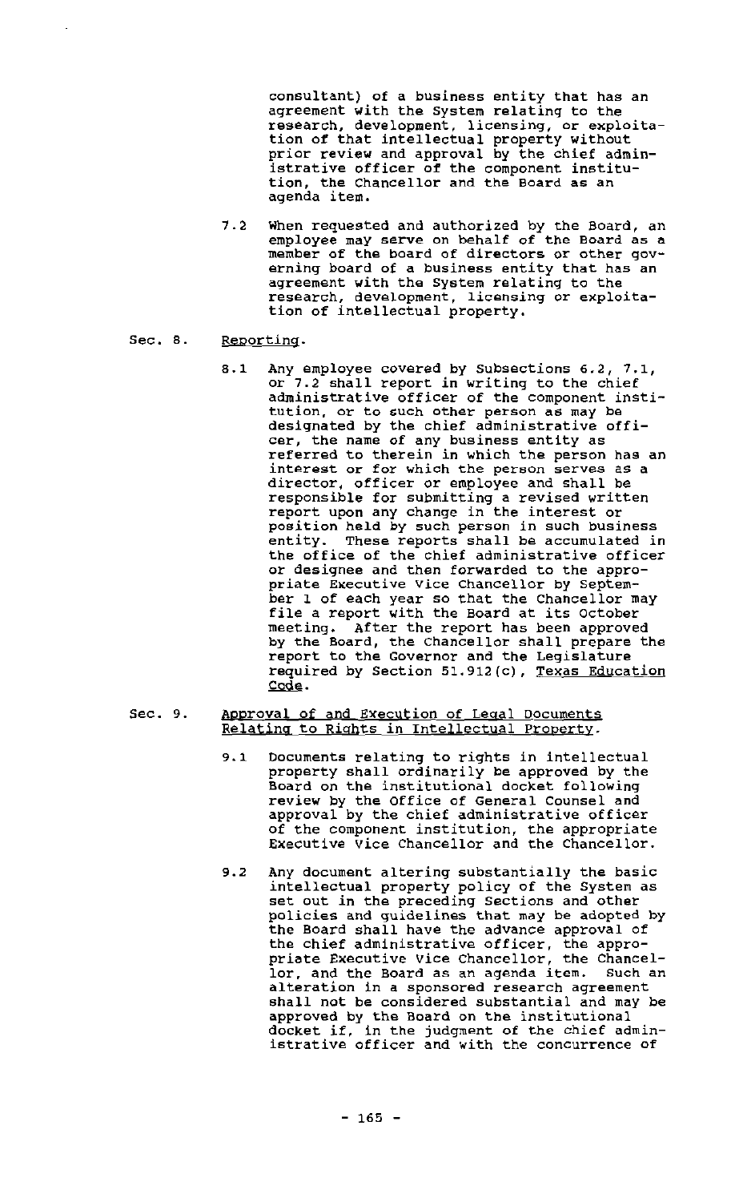consultant) of a business entity that has an agreement with the System relating to the research, development, licensing, or exploitation of that intellectual property without prior review and approval by the chief administrative officer of the component institution, the Chancellor and the Board as an agenda item.

7.2 When requested and authorized by the Board, an employee may serve on behalf of the Board as a member of the board of directors or other governing board of a business entity that has an agreement with the System relating to the research, development, licensing or exploitation of intellectual property.

Sec. 8. Reporting.

8.1 Any employee covered by Subsections 6.2, 7.1, or 7.2 shall report in writing to the chief administrative officer of the component institution, or to such other person as may be designated by the chief administrative officer, the name of any business entity as referred to therein in which the person has an interest or for which the person serves as a director, officer or employee and shall be responsible for submitting a revised written report upon any change in the interest or position held by such person in such business entity. These reports shall be accumulated in the office of the chief administrative officer or designee and then forwarded to the appropriate Executive Vice Chancellor by September 1 of each year so that the Chancellor may file a report with the Board at its October meeting. After the report has been approved by the Board, the Chancellor shall prepare the report to the Governor and the Legislature required by Section 51.912(c), Texas Education Code.

Sec. 9. Approval of and Execution of Legal Documents Relating to Rights in Intellectual Property.

9.1 Documents relating to rights in intellectual property shall ordinarily be approved by the Board on the institutional docket following review by the Office of General Counsel and approval by the chief administrative officer of the component institution, the appropriate Executive Vice Chancellor and the Chancellor.

9.2 Any document altering substantially the basic intellectual property policy of the System as set out in the preceding Sections and other policies and guidelines that may be adopted by the Board shall have the advance approval of the chief administrative officer, the appropriate Executive Vice Chancellor, the Chancellor, and the Board as an agenda item. Such an alteration in a sponsored research agreement shall not be considered substantial and may be approved by the Board on the institutional docket if, in the judgment of the chief administrative officer and with the concurrence of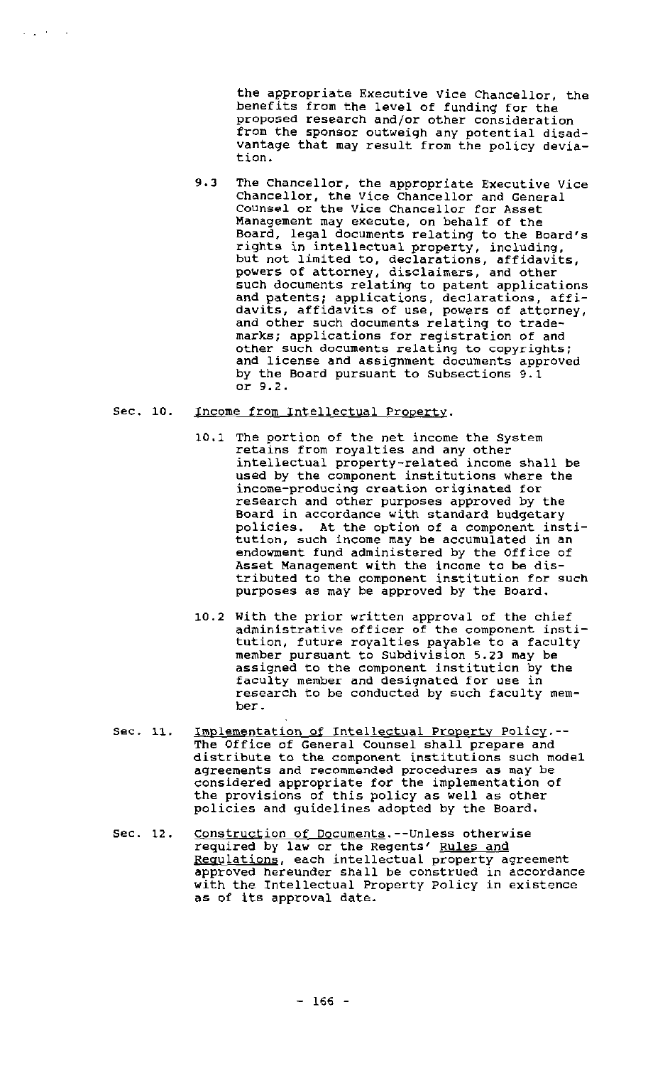the appropriate Executive Vice Chancellor, the benefits from the level of funding for the proposed research and/or other consideration from the sponsor outweigh any potential disadvantage that may result from the policy deviation.

9.3 The Chancellor, the appropriate Executive Vice Chancellor, the Vice Chancellor and General Counsel or the Vice Chancellor for Asset Management may execute, on behalf of the Board, legal documents relating to the Board's rights in intellectual property, including, but not limited to, declarations, affidavits, powers of attorney, disclaimers, and other such documents relating to patent applications and patents; applications, declarations, affidavits, affidavits of use, powers of attorney, and other such documents relating to trademarks; applications for registration of and other such documents relating to copyrights; and license and assignment documents approved by the Board pursuant to Subsections 9.1 or 9.2.

Sec. 10. <u>Income from Intellectual Property</u>.

10.1 The portion of the net income the System retains from royalties and any other intellectual property-related income shall be used by the component institutions where the income-producing creation originated for research and other purposes approved by the Board in accordance with standard budgetary policies. At the option of a component institution, such income may be accumulated in an endowment fund administered by the Office of Asset Management with the income to be distributed to the component institution for such purposes as may be approved by the Board.

10.2 With the prior written approval of the chief administrative officer of the component institution, future royalties payable to a faculty member pursuant to Subdivision 5.23 may be assigned to the component institution by the faculty member and designated for use in research to be conducted by such faculty member.

Sec. 11. <u>Implementation of Intellectual Property Policy</u>.--The Office of General Counsel shall prepare and distribute to the component institutions such model agreements and recommended procedures as may be considered appropriate for the implementation of the provisions of this policy as well as other policies and guidelines adopted by the Board.

Sec. 12. <u>Construction of Documents</u>.--Unless otherwise required by law or the Regents' <u>Rules and Regulations</u>, each intellectual property agreement approved hereunder shall be construed in accordance with the Intellectual Property Policy in existence as of its approval date.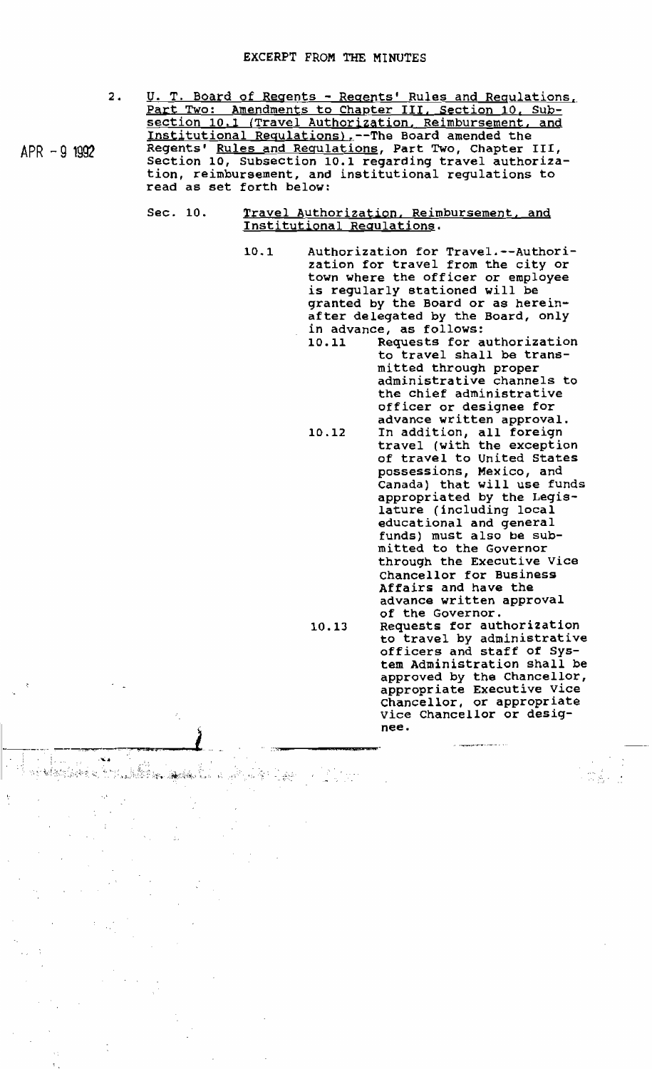EXCERPT FROM THE MINUTES

APR - 9 1992

2. U. T. Board of Regents - Regents' Rules and Regulations, Part Two: Amendments to Chapter III, Section 10, Subsection 10.1 (Travel Authorization, Reimbursement, and Institutional Regulations).--The Board amended the Regents' Rules and Regulations, Part Two, Chapter III, Section 10, Subsection 10.1 regarding travel authorization, reimbursement, and institutional regulations to read as set forth below:

Sec. 10. Travel Authorization, Reimbursement, and Institutional Regulations.

10.1 Authorization for Travel.--Authorization for travel from the city or town where the officer or employee is regularly stationed will be granted by the Board or as hereinafter delegated by the Board, only in advance, as follows:

10.11 Requests for authorization to travel shall be transmitted through proper administrative channels to the chief administrative officer or designee for advance written approval.

10.12 In addition, all foreign travel (with the exception of travel to United States possessions, Mexico, and Canada) that will use funds appropriated by the Legislature (including local educational and general funds) must also be submitted to the Governor through the Executive Vice Chancellor for Business Affairs and have the advance written approval of the Governor.

10.13 Requests for authorization to travel by administrative officers and staff of System Administration shall be approved by the Chancellor, appropriate Executive Vice Chancellor, or appropriate Vice Chancellor or designee.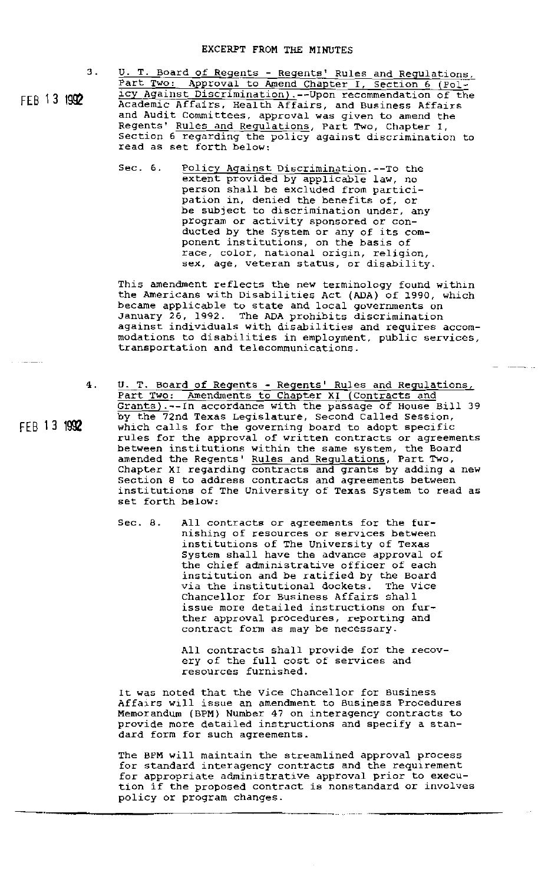EXCERPT FROM THE MINUTES

FEB 13 1992

3. U. T. Board of Regents - Regents' Rules and Regulations, Part Two: Approval to Amend Chapter I, Section 6 (Policy Against Discrimination).--Upon recommendation of the Academic Affairs, Health Affairs, and Business Affairs and Audit Committees, approval was given to amend the Regents' Rules and Regulations, Part Two, Chapter I, Section 6 regarding the policy against discrimination to read as set forth below:

   Sec. 6. Policy Against Discrimination.--To the extent provided by applicable law, no person shall be excluded from participation in, denied the benefits of, or be subject to discrimination under, any program or activity sponsored or conducted by the System or any of its component institutions, on the basis of race, color, national origin, religion, sex, age, veteran status, or disability.

   This amendment reflects the new terminology found within the Americans with Disabilities Act (ADA) of 1990, which became applicable to state and local governments on January 26, 1992. The ADA prohibits discrimination against individuals with disabilities and requires accommodations to disabilities in employment, public services, transportation and telecommunications.

FEB 13 1992

4. U. T. Board of Regents - Regents' Rules and Regulations, Part Two: Amendments to Chapter XI (Contracts and Grants).--In accordance with the passage of House Bill 39 by the 72nd Texas Legislature, Second Called Session, which calls for the governing board to adopt specific rules for the approval of written contracts or agreements between institutions within the same system, the Board amended the Regents' Rules and Regulations, Part Two, Chapter XI regarding contracts and grants by adding a new Section 8 to address contracts and agreements between institutions of The University of Texas System to read as set forth below:

   Sec. 8. All contracts or agreements for the furnishing of resources or services between institutions of The University of Texas System shall have the advance approval of the chief administrative officer of each institution and be ratified by the Board via the institutional dockets. The Vice Chancellor for Business Affairs shall issue more detailed instructions on further approval procedures, reporting and contract form as may be necessary.

   All contracts shall provide for the recovery of the full cost of services and resources furnished.

   It was noted that the Vice Chancellor for Business Affairs will issue an amendment to Business Procedures Memorandum (BPM) Number 47 on interagency contracts to provide more detailed instructions and specify a standard form for such agreements.

   The BPM will maintain the streamlined approval process for standard interagency contracts and the requirement for appropriate administrative approval prior to execution if the proposed contract is nonstandard or involves policy or program changes.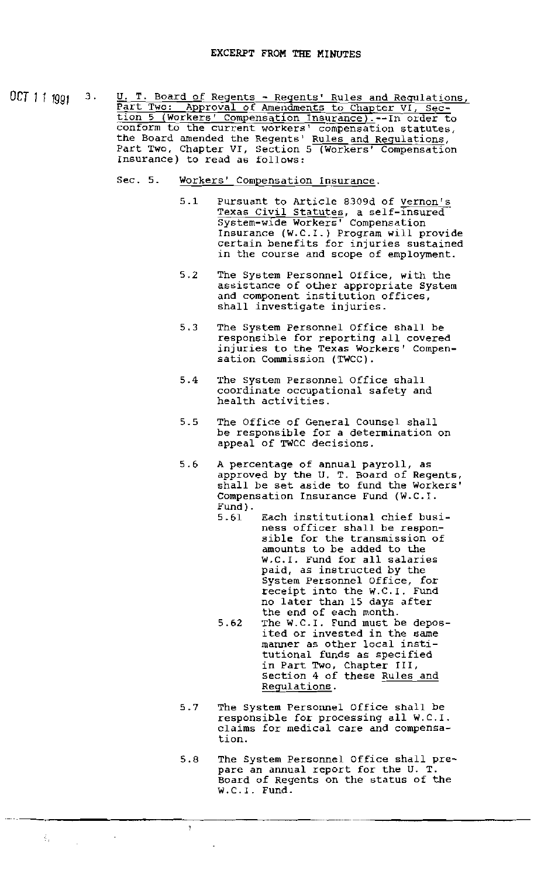# EXCERPT FROM THE MINUTES

OCT 11 1991 3. U. T. Board of Regents - Regents' Rules and Regulations, Part Two: Approval of Amendments to Chapter VI, Section 5 (Workers' Compensation Insurance).--In order to conform to the current workers' compensation statutes, the Board amended the Regents' Rules and Regulations, Part Two, Chapter VI, Section 5 (Workers' Compensation Insurance) to read as follows:

Sec. 5. Workers' Compensation Insurance.

5.1 Pursuant to Article 8309d of Vernon's Texas Civil Statutes, a self-insured System-wide Workers' Compensation Insurance (W.C.I.) Program will provide certain benefits for injuries sustained in the course and scope of employment.

5.2 The System Personnel Office, with the assistance of other appropriate System and component institution offices, shall investigate injuries.

5.3 The System Personnel Office shall be responsible for reporting all covered injuries to the Texas Workers' Compensation Commission (TWCC).

5.4 The System Personnel Office shall coordinate occupational safety and health activities.

5.5 The Office of General Counsel shall be responsible for a determination on appeal of TWCC decisions.

5.6 A percentage of annual payroll, as approved by the U. T. Board of Regents, shall be set aside to fund the Workers' Compensation Insurance Fund (W.C.I. Fund).

5.61 Each institutional chief business officer shall be responsible for the transmission of amounts to be added to the W.C.I. Fund for all salaries paid, as instructed by the System Personnel Office, for receipt into the W.C.I. Fund no later than 15 days after the end of each month.

5.62 The W.C.I. Fund must be deposited or invested in the same manner as other local institutional funds as specified in Part Two, Chapter III, Section 4 of these Rules and Regulations.

5.7 The System Personnel Office shall be responsible for processing all W.C.I. claims for medical care and compensation.

5.8 The System Personnel Office shall prepare an annual report for the U. T. Board of Regents on the status of the W.C.I. Fund.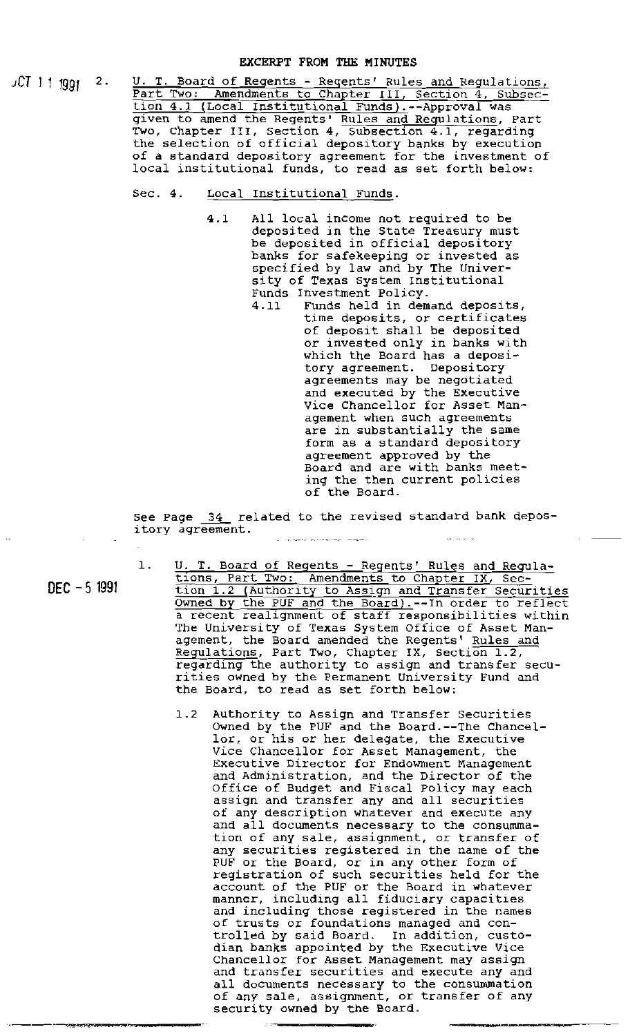# EXCERPT FROM THE MINUTES

OCT 1 1 1991

2. U. T. Board of Regents - Regents' Rules and Regulations, Part Two: Amendments to Chapter III, Section 4, Subsection 4.1 (Local Institutional Funds).--Approval was given to amend the Regents' Rules and Regulations, Part Two, Chapter III, Section 4, Subsection 4.1, regarding the selection of official depository banks by execution of a standard depository agreement for the investment of local institutional funds, to read as set forth below:

   Sec. 4. Local Institutional Funds.

   4.1 All local income not required to be deposited in the State Treasury must be deposited in official depository banks for safekeeping or invested as specified by law and by The University of Texas System Institutional Funds Investment Policy.

   4.11 Funds held in demand deposits, time deposits, or certificates of deposit shall be deposited or invested only in banks with which the Board has a depository agreement. Depository agreements may be negotiated and executed by the Executive Vice Chancellor for Asset Management when such agreements are in substantially the same form as a standard depository agreement approved by the Board and are with banks meeting the then current policies of the Board.

   See Page 34 related to the revised standard bank depository agreement.

DEC - 5 1991

1. U. T. Board of Regents - Regents' Rules and Regulations, Part Two: Amendments to Chapter IX, Section 1.2 (Authority to Assign and Transfer Securities Owned by the PUF and the Board).--In order to reflect a recent realignment of staff responsibilities within The University of Texas System Office of Asset Management, the Board amended the Regents' Rules and Regulations, Part Two, Chapter IX, Section 1.2, regarding the authority to assign and transfer securities owned by the Permanent University Fund and the Board, to read as set forth below:

   1.2 Authority to Assign and Transfer Securities Owned by the PUF and the Board.--The Chancellor, or his or her delegate, the Executive Vice Chancellor for Asset Management, the Executive Director for Endowment Management and Administration, and the Director of the Office of Budget and Fiscal Policy may each assign and transfer any and all securities of any description whatever and execute any and all documents necessary to the consummation of any sale, assignment, or transfer of any securities registered in the name of the PUF or the Board, or in any other form of registration of such securities held for the account of the PUF or the Board in whatever manner, including all fiduciary capacities and including those registered in the names of trusts or foundations managed and controlled by said Board. In addition, custodian banks appointed by the Executive Vice Chancellor for Asset Management may assign and transfer securities and execute any and all documents necessary to the consummation of any sale, assignment, or transfer of any security owned by the Board.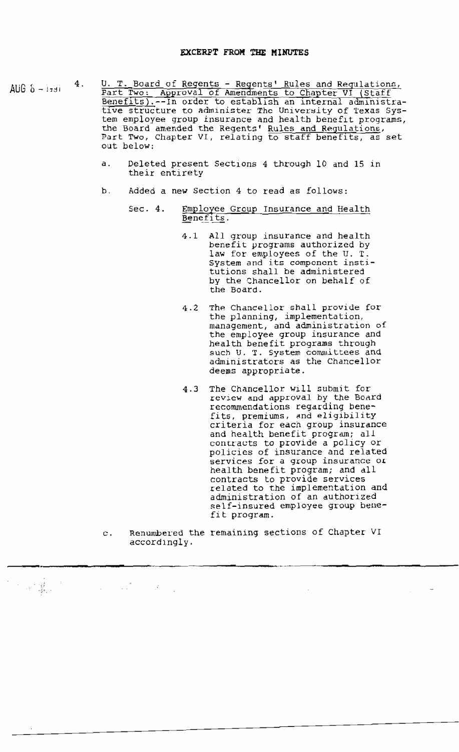**EXCERPT FROM THE MINUTES**

AUG 8 - 1991

4. U. T. Board of Regents - Regents' Rules and Regulations, Part Two: Approval of Amendments to Chapter VI (Staff Benefits).--In order to establish an internal administrative structure to administer The University of Texas System employee group insurance and health benefit programs, the Board amended the Regents' Rules and Regulations, Part Two, Chapter VI, relating to staff benefits, as set out below:

   a. Deleted present Sections 4 through 10 and 15 in their entirety

   b. Added a new Section 4 to read as follows:

      Sec. 4. Employee Group Insurance and Health Benefits.

      4.1 All group insurance and health benefit programs authorized by law for employees of the U. T. System and its component institutions shall be administered by the Chancellor on behalf of the Board.

      4.2 The Chancellor shall provide for the planning, implementation, management, and administration of the employee group insurance and health benefit programs through such U. T. System committees and administrators as the Chancellor deems appropriate.

      4.3 The Chancellor will submit for review and approval by the Board recommendations regarding benefits, premiums, and eligibility criteria for each group insurance and health benefit program; all contracts to provide a policy or policies of insurance and related services for a group insurance or health benefit program; and all contracts to provide services related to the implementation and administration of an authorized self-insured employee group benefit program.

   c. Renumbered the remaining sections of Chapter VI accordingly.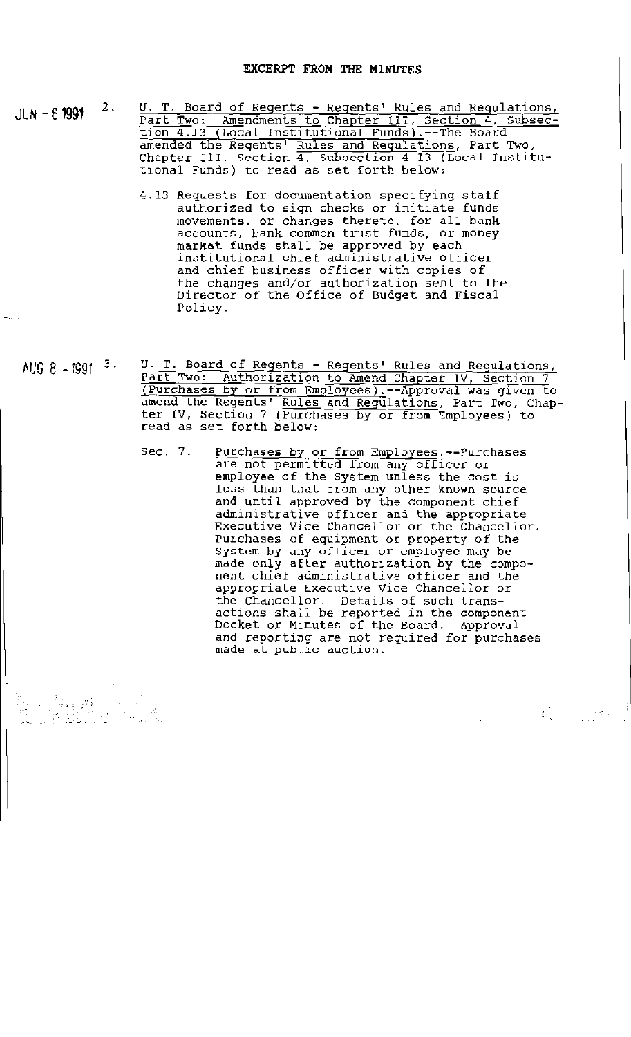## EXCERPT FROM THE MINUTES

JUN - 6 1991

2. <u>U. T. Board of Regents - Regents' Rules and Regulations, Part Two: Amendments to Chapter III, Section 4, Subsection 4.13 (Local Institutional Funds)</u>.--The Board amended the Regents' <u>Rules and Regulations</u>, Part Two, Chapter III, Section 4, Subsection 4.13 (Local Institutional Funds) to read as set forth below:

   4.13 Requests for documentation specifying staff authorized to sign checks or initiate funds movements, or changes thereto, for all bank accounts, bank common trust funds, or money market funds shall be approved by each institutional chief administrative officer and chief business officer with copies of the changes and/or authorization sent to the Director of the Office of Budget and Fiscal Policy.

AUG 8 - 1991

3. <u>U. T. Board of Regents - Regents' Rules and Regulations, Part Two: Authorization to Amend Chapter IV, Section 7 (Purchases by or from Employees)</u>.--Approval was given to amend the Regents' <u>Rules and Regulations</u>, Part Two, Chapter IV, Section 7 (Purchases by or from Employees) to read as set forth below:

   Sec. 7. <u>Purchases by or from Employees</u>.--Purchases are not permitted from any officer or employee of the System unless the cost is less than that from any other known source and until approved by the component chief administrative officer and the appropriate Executive Vice Chancellor or the Chancellor. Purchases of equipment or property of the System by any officer or employee may be made only after authorization by the component chief administrative officer and the appropriate Executive Vice Chancellor or the Chancellor. Details of such transactions shall be reported in the component Docket or Minutes of the Board. Approval and reporting are not required for purchases made at public auction.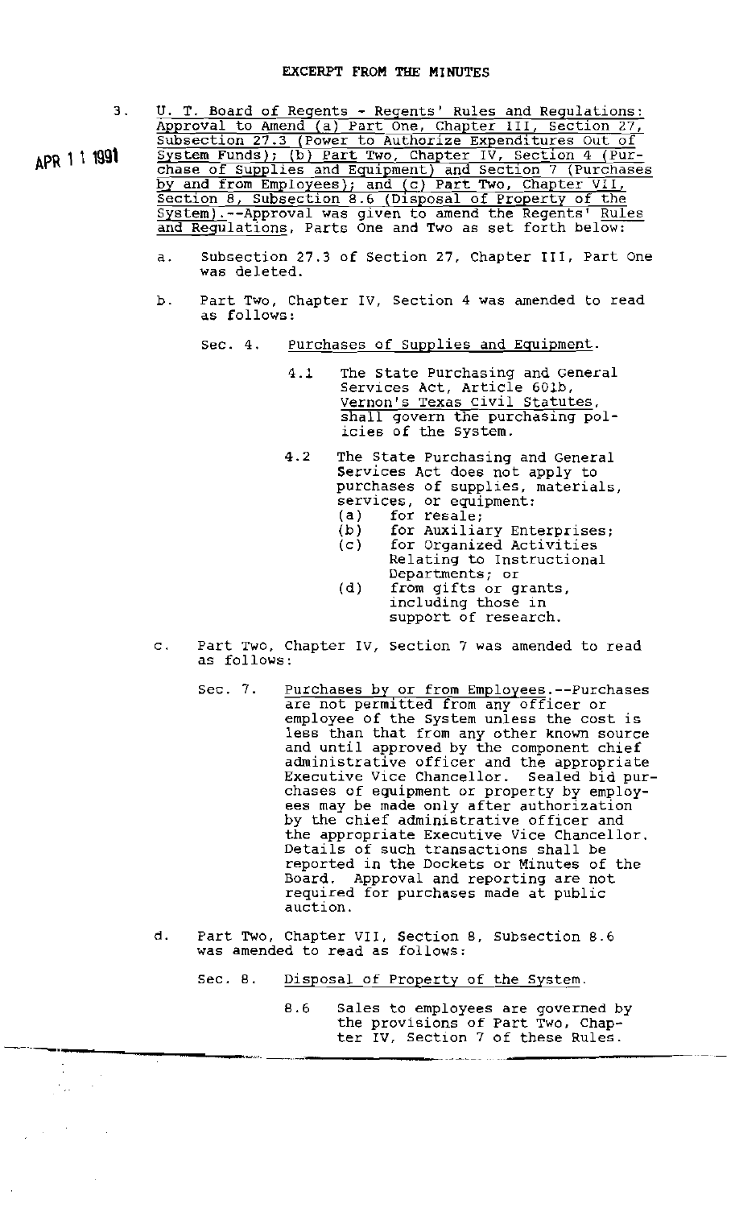## EXCERPT FROM THE MINUTES

APR 11 1991

3. U. T. Board of Regents - Regents' Rules and Regulations: Approval to Amend (a) Part One, Chapter III, Section 27, Subsection 27.3 (Power to Authorize Expenditures Out of System Funds); (b) Part Two, Chapter IV, Section 4 (Purchase of Supplies and Equipment) and Section 7 (Purchases by and from Employees); and (c) Part Two, Chapter VII, Section 8, Subsection 8.6 (Disposal of Property of the System).--Approval was given to amend the Regents' Rules and Regulations, Parts One and Two as set forth below:

   a. Subsection 27.3 of Section 27, Chapter III, Part One was deleted.

   b. Part Two, Chapter IV, Section 4 was amended to read as follows:

      Sec. 4. Purchases of Supplies and Equipment.

      4.1 The State Purchasing and General Services Act, Article 601b, Vernon's Texas Civil Statutes, shall govern the purchasing policies of the System.

      4.2 The State Purchasing and General Services Act does not apply to purchases of supplies, materials, services, or equipment:
         (a) for resale;
         (b) for Auxiliary Enterprises;
         (c) for Organized Activities Relating to Instructional Departments; or
         (d) from gifts or grants, including those in support of research.

   c. Part Two, Chapter IV, Section 7 was amended to read as follows:

      Sec. 7. Purchases by or from Employees.--Purchases are not permitted from any officer or employee of the System unless the cost is less than that from any other known source and until approved by the component chief administrative officer and the appropriate Executive Vice Chancellor. Sealed bid purchases of equipment or property by employees may be made only after authorization by the chief administrative officer and the appropriate Executive Vice Chancellor. Details of such transactions shall be reported in the Dockets or Minutes of the Board. Approval and reporting are not required for purchases made at public auction.

   d. Part Two, Chapter VII, Section 8, Subsection 8.6 was amended to read as follows:

      Sec. 8. Disposal of Property of the System.

      8.6 Sales to employees are governed by the provisions of Part Two, Chapter IV, Section 7 of these Rules.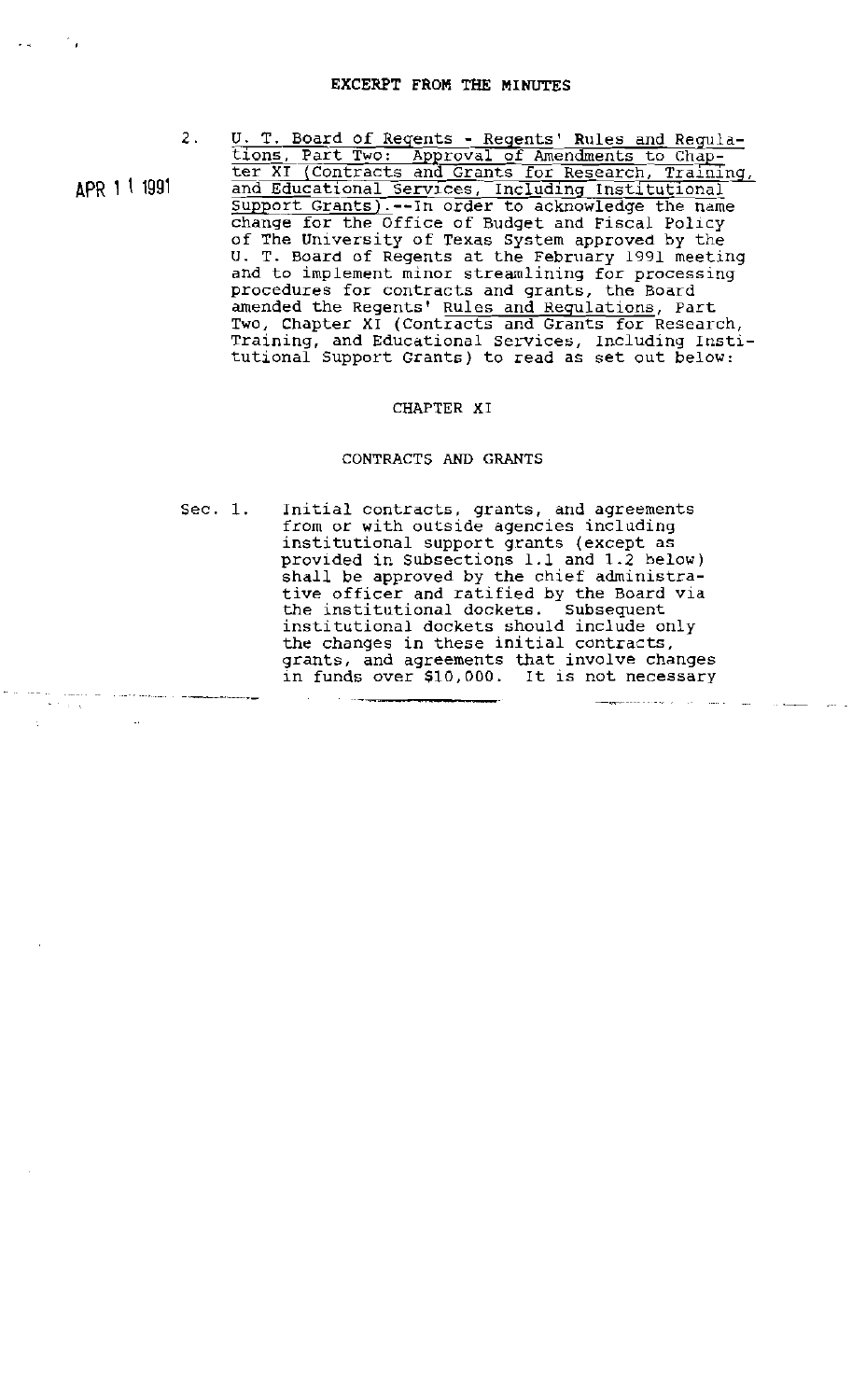**EXCERPT FROM THE MINUTES**

APR 1 1 1991

2. U. T. Board of Regents - Regents' Rules and Regulations, Part Two: Approval of Amendments to Chapter XI (Contracts and Grants for Research, Training, and Educational Services, Including Institutional Support Grants).--In order to acknowledge the name change for the Office of Budget and Fiscal Policy of The University of Texas System approved by the U. T. Board of Regents at the February 1991 meeting and to implement minor streamlining for processing procedures for contracts and grants, the Board amended the Regents' Rules and Regulations, Part Two, Chapter XI (Contracts and Grants for Research, Training, and Educational Services, Including Institutional Support Grants) to read as set out below:

CHAPTER XI

CONTRACTS AND GRANTS

Sec. 1. Initial contracts, grants, and agreements from or with outside agencies including institutional support grants (except as provided in Subsections 1.1 and 1.2 below) shall be approved by the chief administrative officer and ratified by the Board via the institutional dockets. Subsequent institutional dockets should include only the changes in these initial contracts, grants, and agreements that involve changes in funds over $10,000. It is not necessary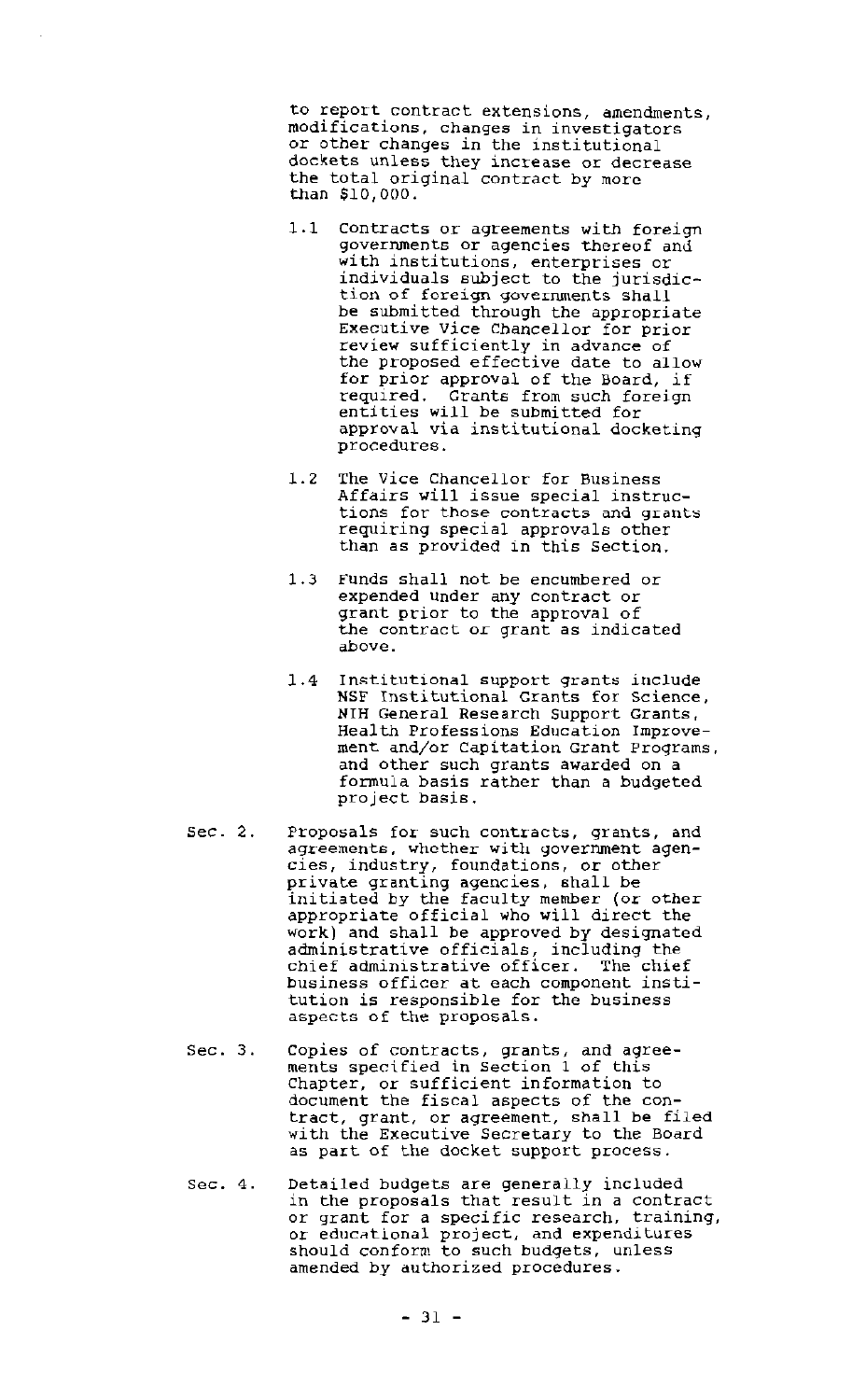to report contract extensions, amendments, modifications, changes in investigators or other changes in the institutional dockets unless they increase or decrease the total original contract by more than $10,000.

1.1 Contracts or agreements with foreign governments or agencies thereof and with institutions, enterprises or individuals subject to the jurisdiction of foreign governments shall be submitted through the appropriate Executive Vice Chancellor for prior review sufficiently in advance of the proposed effective date to allow for prior approval of the Board, if required. Grants from such foreign entities will be submitted for approval via institutional docketing procedures.

1.2 The Vice Chancellor for Business Affairs will issue special instructions for those contracts and grants requiring special approvals other than as provided in this Section.

1.3 Funds shall not be encumbered or expended under any contract or grant prior to the approval of the contract or grant as indicated above.

1.4 Institutional support grants include NSF Institutional Grants for Science, NIH General Research Support Grants, Health Professions Education Improvement and/or Capitation Grant Programs, and other such grants awarded on a formula basis rather than a budgeted project basis.

Sec. 2. Proposals for such contracts, grants, and agreements, whether with government agencies, industry, foundations, or other private granting agencies, shall be initiated by the faculty member (or other appropriate official who will direct the work) and shall be approved by designated administrative officials, including the chief administrative officer. The chief business officer at each component institution is responsible for the business aspects of the proposals.

Sec. 3. Copies of contracts, grants, and agreements specified in Section 1 of this Chapter, or sufficient information to document the fiscal aspects of the contract, grant, or agreement, shall be filed with the Executive Secretary to the Board as part of the docket support process.

Sec. 4. Detailed budgets are generally included in the proposals that result in a contract or grant for a specific research, training, or educational project, and expenditures should conform to such budgets, unless amended by authorized procedures.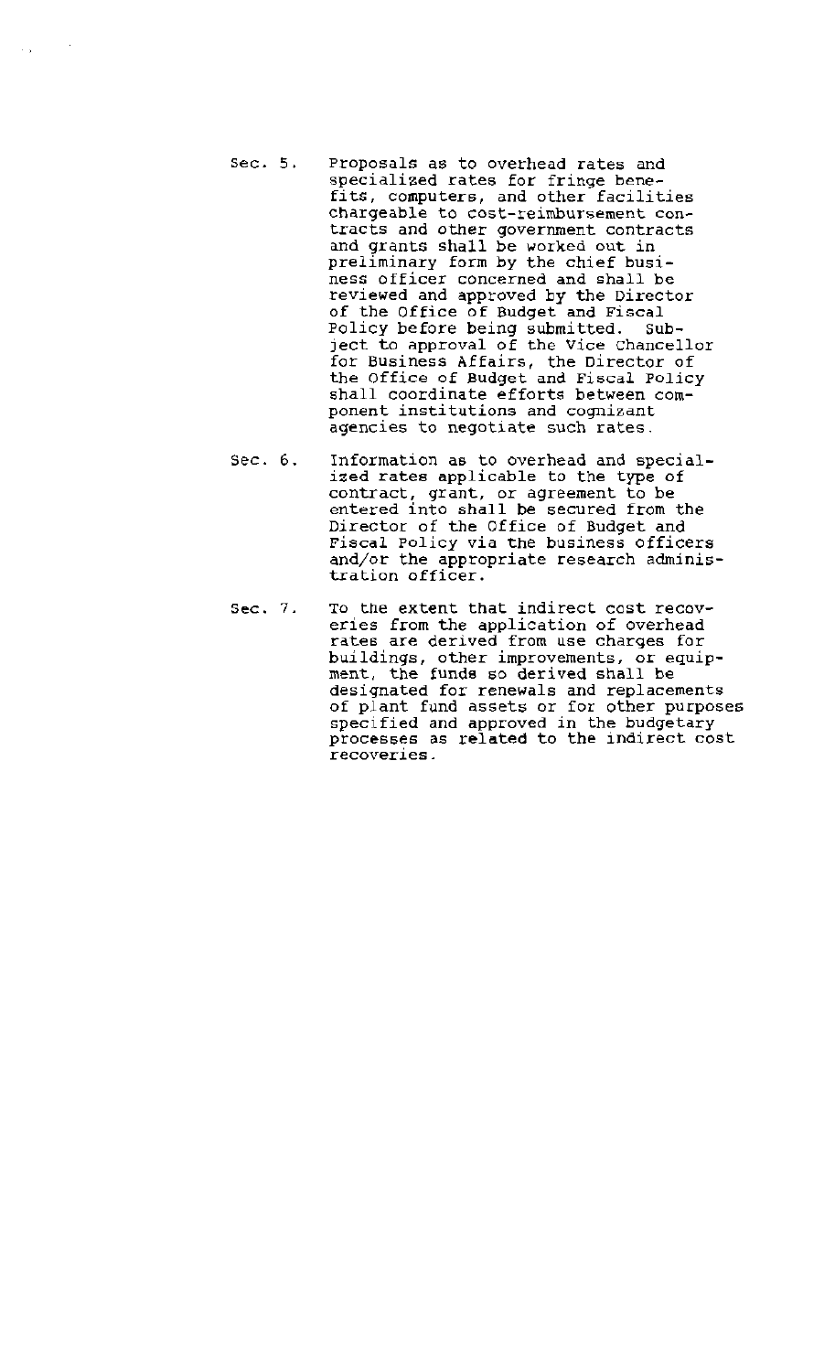Sec. 5. Proposals as to overhead rates and specialized rates for fringe benefits, computers, and other facilities chargeable to cost-reimbursement contracts and other government contracts and grants shall be worked out in preliminary form by the chief business officer concerned and shall be reviewed and approved by the Director of the Office of Budget and Fiscal Policy before being submitted. Subject to approval of the Vice Chancellor for Business Affairs, the Director of the Office of Budget and Fiscal Policy shall coordinate efforts between component institutions and cognizant agencies to negotiate such rates.

Sec. 6. Information as to overhead and specialized rates applicable to the type of contract, grant, or agreement to be entered into shall be secured from the Director of the Office of Budget and Fiscal Policy via the business officers and/or the appropriate research administration officer.

Sec. 7. To the extent that indirect cost recoveries from the application of overhead rates are derived from use charges for buildings, other improvements, or equipment, the funds so derived shall be designated for renewals and replacements of plant fund assets or for other purposes specified and approved in the budgetary processes as related to the indirect cost recoveries.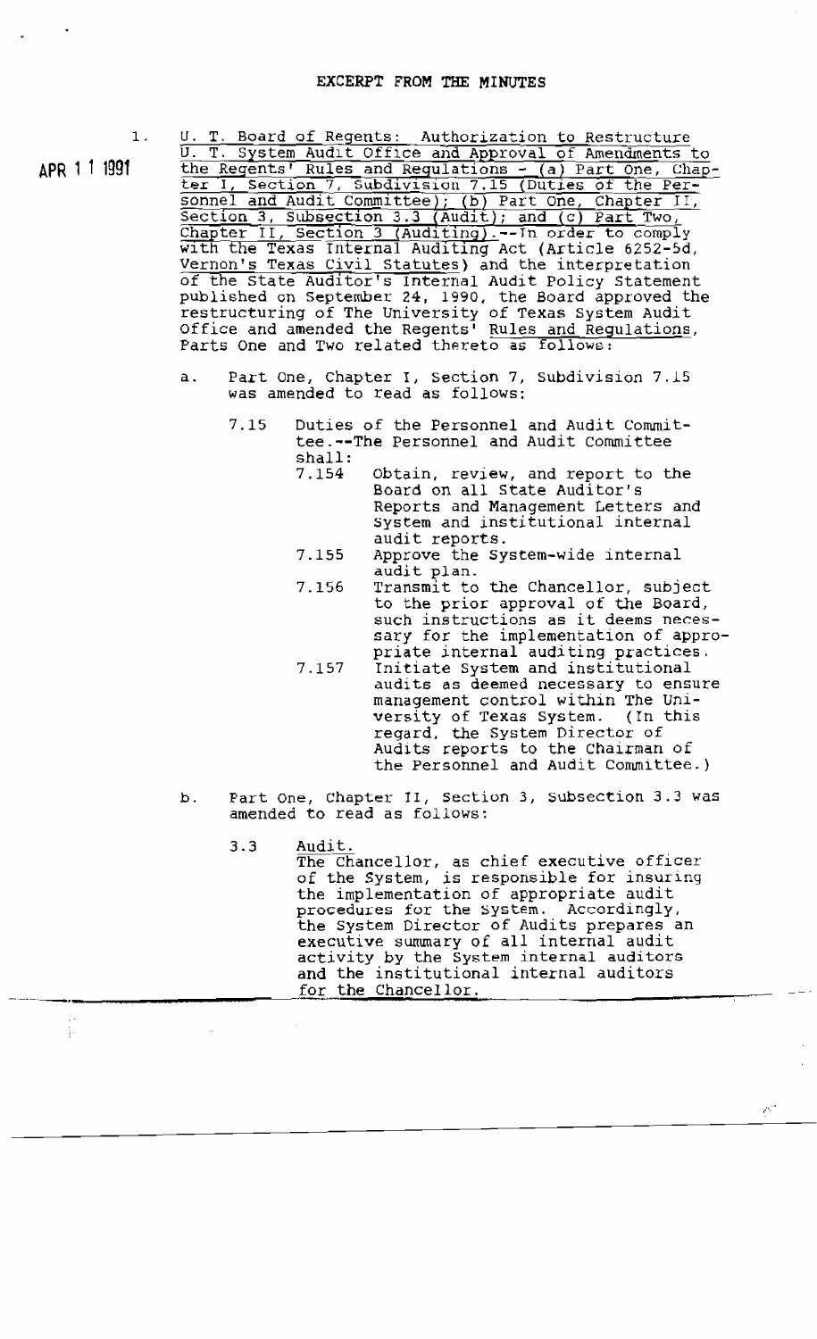# EXCERPT FROM THE MINUTES

APR 1 1 1991

1. U. T. Board of Regents: Authorization to Restructure U. T. System Audit Office and Approval of Amendments to the Regents' Rules and Regulations - (a) Part One, Chapter I, Section 7, Subdivision 7.15 (Duties of the Personnel and Audit Committee); (b) Part One, Chapter II, Section 3, Subsection 3.3 (Audit); and (c) Part Two, Chapter II, Section 3 (Auditing).--In order to comply with the Texas Internal Auditing Act (Article 6252-5d, Vernon's Texas Civil Statutes) and the interpretation of the State Auditor's Internal Audit Policy Statement published on September 24, 1990, the Board approved the restructuring of The University of Texas System Audit Office and amended the Regents' Rules and Regulations, Parts One and Two related thereto as follows:

   a. Part One, Chapter I, Section 7, Subdivision 7.15 was amended to read as follows:

      7.15 Duties of the Personnel and Audit Committee.--The Personnel and Audit Committee shall:

      7.154 Obtain, review, and report to the Board on all State Auditor's Reports and Management Letters and System and institutional internal audit reports.

      7.155 Approve the System-wide internal audit plan.

      7.156 Transmit to the Chancellor, subject to the prior approval of the Board, such instructions as it deems necessary for the implementation of appropriate internal auditing practices.

      7.157 Initiate System and institutional audits as deemed necessary to ensure management control within The University of Texas System. (In this regard, the System Director of Audits reports to the Chairman of the Personnel and Audit Committee.)

   b. Part One, Chapter II, Section 3, Subsection 3.3 was amended to read as follows:

      3.3 Audit.

      The Chancellor, as chief executive officer of the System, is responsible for insuring the implementation of appropriate audit procedures for the System. Accordingly, the System Director of Audits prepares an executive summary of all internal audit activity by the System internal auditors and the institutional internal auditors for the Chancellor.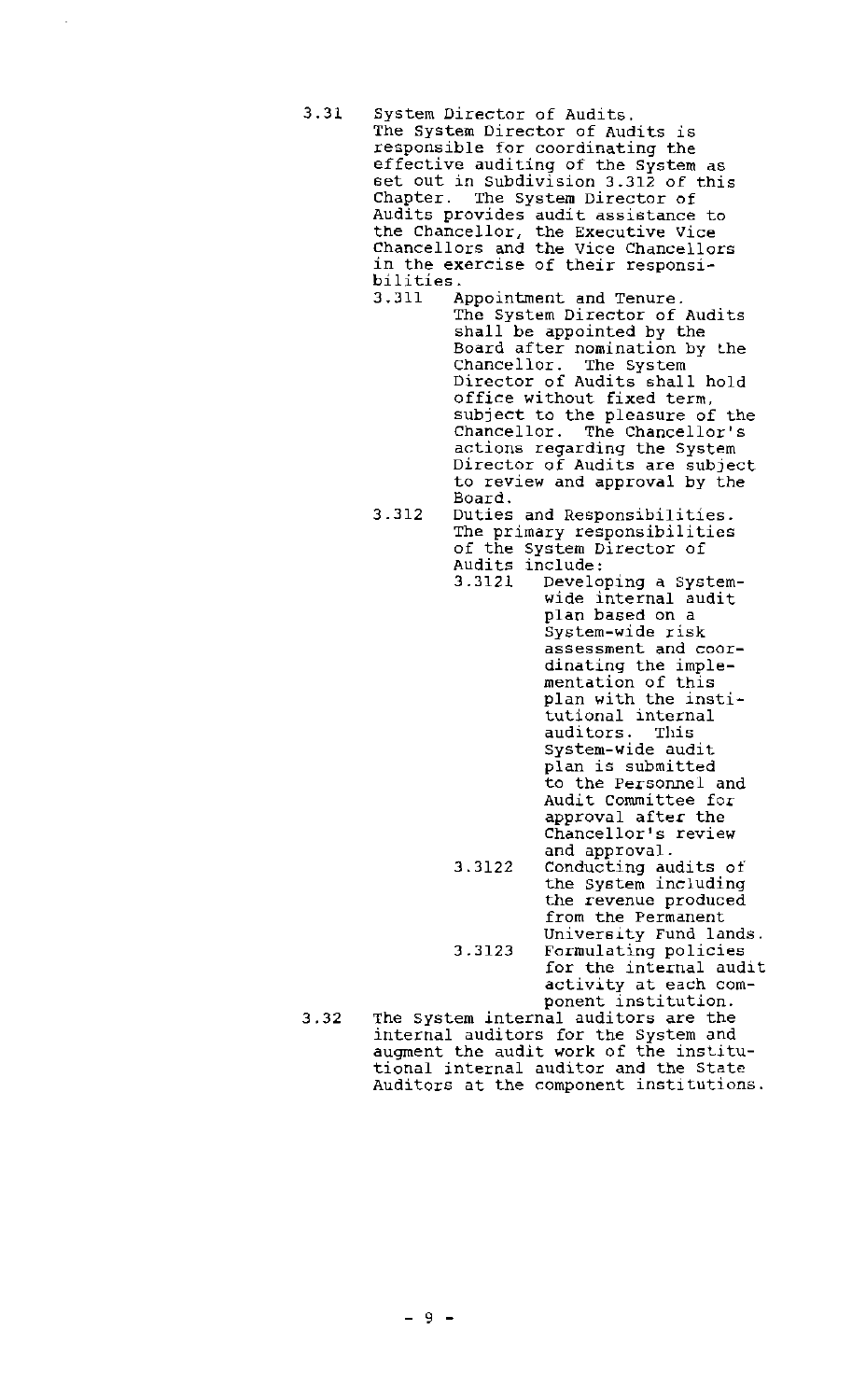3.31 System Director of Audits.
The System Director of Audits is responsible for coordinating the effective auditing of the System as set out in Subdivision 3.312 of this Chapter. The System Director of Audits provides audit assistance to the Chancellor, the Executive Vice Chancellors and the Vice Chancellors in the exercise of their responsibilities.

3.311 Appointment and Tenure.
The System Director of Audits shall be appointed by the Board after nomination by the Chancellor. The System Director of Audits shall hold office without fixed term, subject to the pleasure of the Chancellor. The Chancellor's actions regarding the System Director of Audits are subject to review and approval by the Board.

3.312 Duties and Responsibilities.
The primary responsibilities of the System Director of Audits include:

3.3121 Developing a System-wide internal audit plan based on a System-wide risk assessment and coordinating the implementation of this plan with the institutional internal auditors. This System-wide audit plan is submitted to the Personnel and Audit Committee for approval after the Chancellor's review and approval.

3.3122 Conducting audits of the System including the revenue produced from the Permanent University Fund lands.

3.3123 Formulating policies for the internal audit activity at each component institution.

3.32 The System internal auditors are the internal auditors for the System and augment the audit work of the institutional internal auditor and the State Auditors at the component institutions.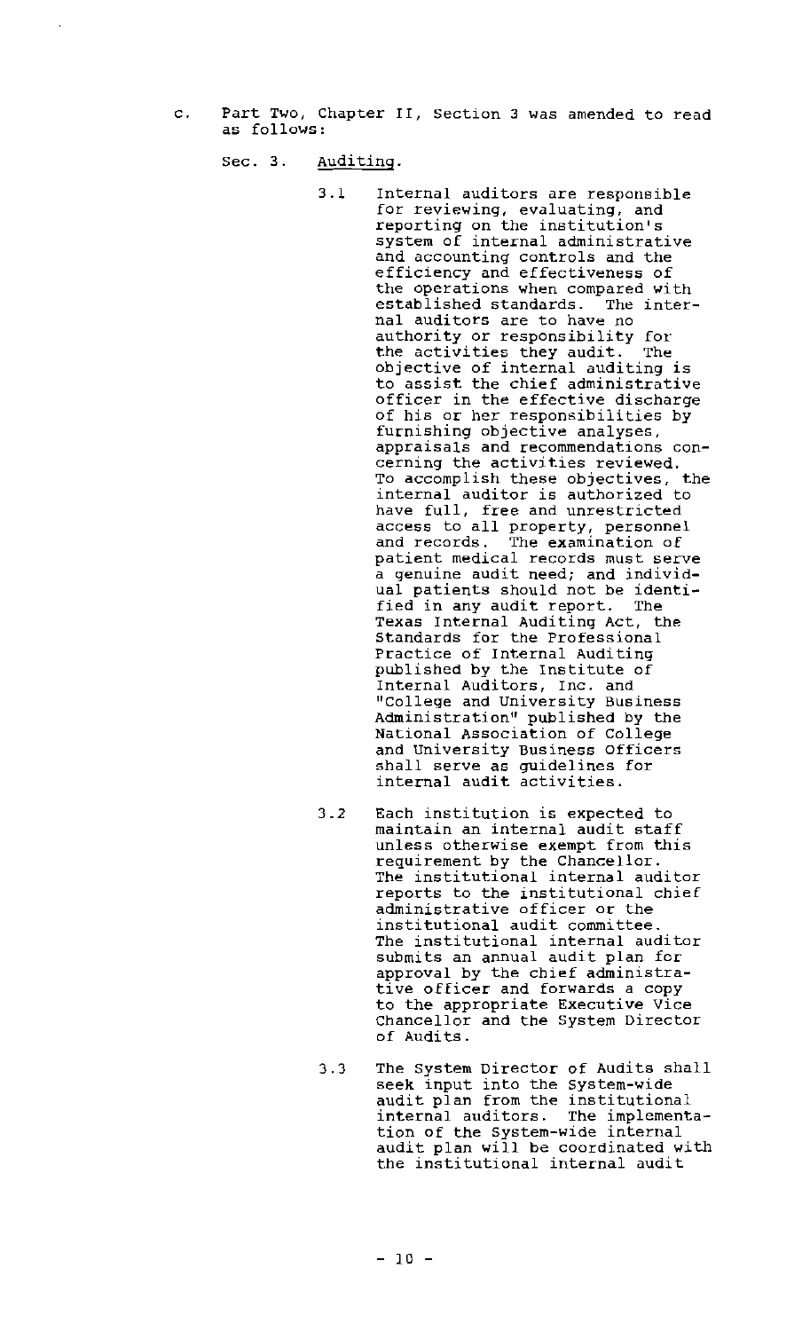c. Part Two, Chapter II, Section 3 was amended to read as follows:

Sec. 3. Auditing.

3.1 Internal auditors are responsible for reviewing, evaluating, and reporting on the institution's system of internal administrative and accounting controls and the efficiency and effectiveness of the operations when compared with established standards. The internal auditors are to have no authority or responsibility for the activities they audit. The objective of internal auditing is to assist the chief administrative officer in the effective discharge of his or her responsibilities by furnishing objective analyses, appraisals and recommendations concerning the activities reviewed. To accomplish these objectives, the internal auditor is authorized to have full, free and unrestricted access to all property, personnel and records. The examination of patient medical records must serve a genuine audit need; and individual patients should not be identified in any audit report. The Texas Internal Auditing Act, the Standards for the Professional Practice of Internal Auditing published by the Institute of Internal Auditors, Inc. and "College and University Business Administration" published by the National Association of College and University Business Officers shall serve as guidelines for internal audit activities.

3.2 Each institution is expected to maintain an internal audit staff unless otherwise exempt from this requirement by the Chancellor. The institutional internal auditor reports to the institutional chief administrative officer or the institutional audit committee. The institutional internal auditor submits an annual audit plan for approval by the chief administrative officer and forwards a copy to the appropriate Executive Vice Chancellor and the System Director of Audits.

3.3 The System Director of Audits shall seek input into the System-wide audit plan from the institutional internal auditors. The implementation of the System-wide internal audit plan will be coordinated with the institutional internal audit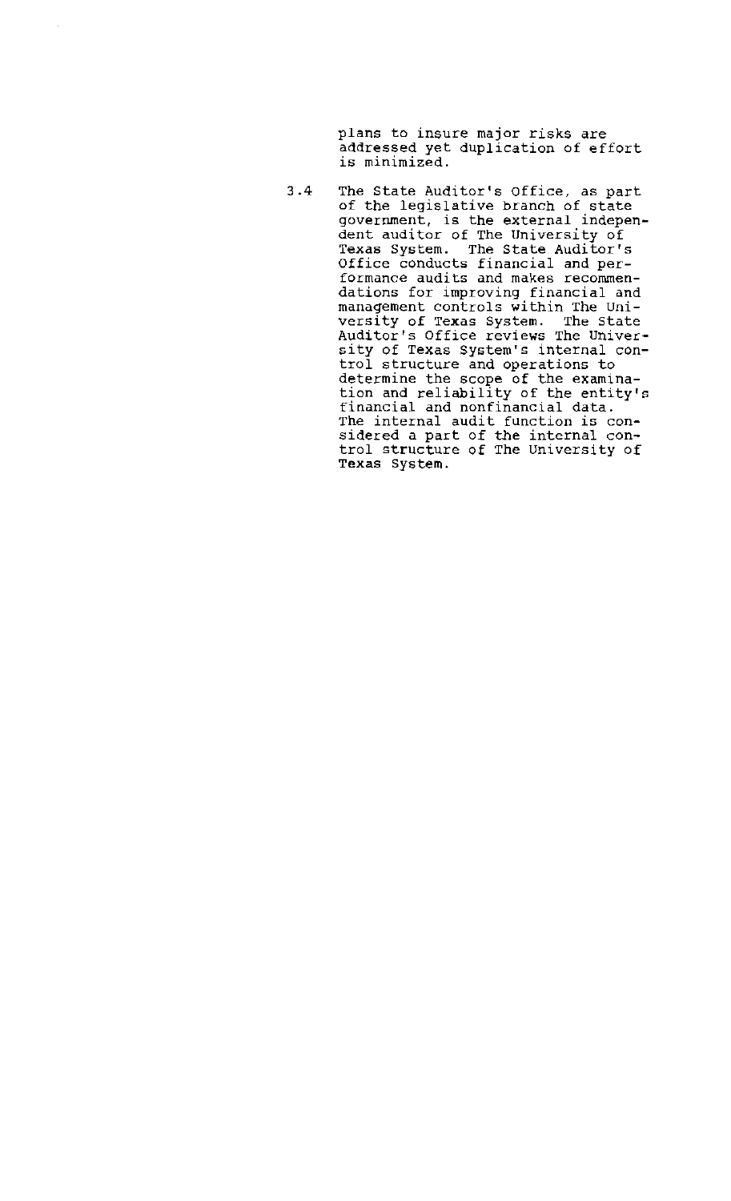plans to insure major risks are addressed yet duplication of effort is minimized.

3.4 The State Auditor's Office, as part of the legislative branch of state government, is the external independent auditor of The University of Texas System. The State Auditor's Office conducts financial and performance audits and makes recommendations for improving financial and management controls within The University of Texas System. The State Auditor's Office reviews The University of Texas System's internal control structure and operations to determine the scope of the examination and reliability of the entity's financial and nonfinancial data. The internal audit function is considered a part of the internal control structure of The University of Texas System.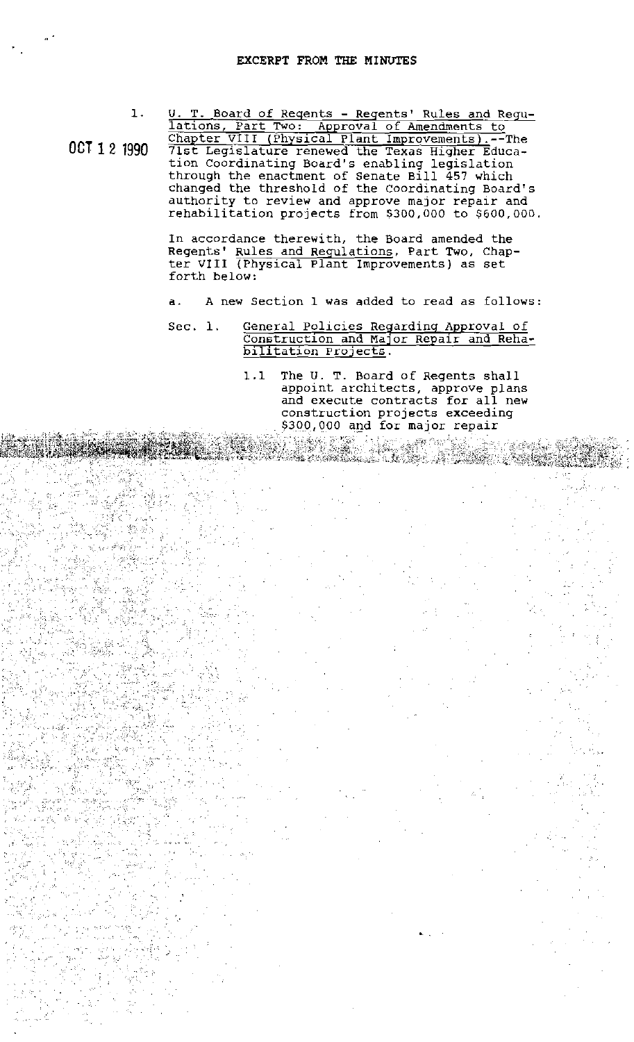## EXCERPT FROM THE MINUTES

OCT 1 2 1990

1. U. T. Board of Regents - Regents' Rules and Regulations, Part Two: Approval of Amendments to Chapter VIII (Physical Plant Improvements).--The 71st Legislature renewed the Texas Higher Education Coordinating Board's enabling legislation through the enactment of Senate Bill 457 which changed the threshold of the Coordinating Board's authority to review and approve major repair and rehabilitation projects from $300,000 to $600,000.

   In accordance therewith, the Board amended the Regents' Rules and Regulations, Part Two, Chapter VIII (Physical Plant Improvements) as set forth below:

   a. A new Section 1 was added to read as follows:

   Sec. 1. General Policies Regarding Approval of Construction and Major Repair and Rehabilitation Projects.

   1.1 The U. T. Board of Regents shall appoint architects, approve plans and execute contracts for all new construction projects exceeding $300,000 and for major repair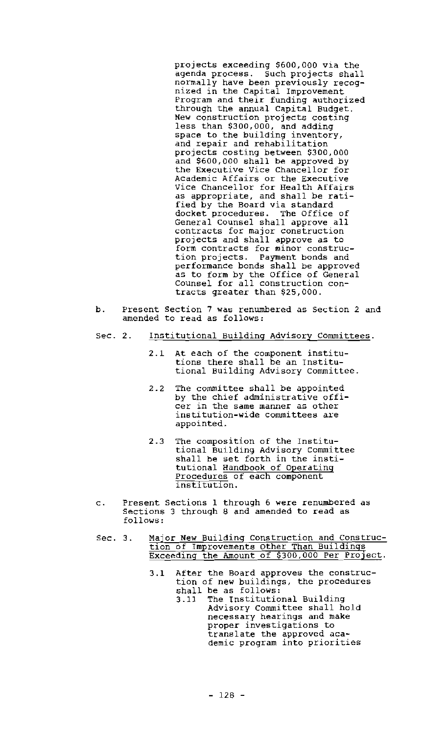projects exceeding $600,000 via the agenda process. Such projects shall normally have been previously recognized in the Capital Improvement Program and their funding authorized through the annual Capital Budget. New construction projects costing less than $300,000, and adding space to the building inventory, and repair and rehabilitation projects costing between $300,000 and $600,000 shall be approved by the Executive Vice Chancellor for Academic Affairs or the Executive Vice Chancellor for Health Affairs as appropriate, and shall be ratified by the Board via standard docket procedures. The Office of General Counsel shall approve all contracts for major construction projects and shall approve as to form contracts for minor construction projects. Payment bonds and performance bonds shall be approved as to form by the Office of General Counsel for all construction contracts greater than $25,000.

b. Present Section 7 was renumbered as Section 2 and amended to read as follows:

Sec. 2. <u>Institutional Building Advisory Committees</u>.

2.1 At each of the component institutions there shall be an Institutional Building Advisory Committee.

2.2 The committee shall be appointed by the chief administrative officer in the same manner as other institution-wide committees are appointed.

2.3 The composition of the Institutional Building Advisory Committee shall be set forth in the institutional <u>Handbook of Operating Procedures</u> of each component institution.

c. Present Sections 1 through 6 were renumbered as Sections 3 through 8 and amended to read as follows:

Sec. 3. <u>Major New Building Construction and Construction of Improvements Other Than Buildings Exceeding the Amount of $300,000 Per Project</u>.

3.1 After the Board approves the construction of new buildings, the procedures shall be as follows:

3.11 The Institutional Building Advisory Committee shall hold necessary hearings and make proper investigations to translate the approved academic program into priorities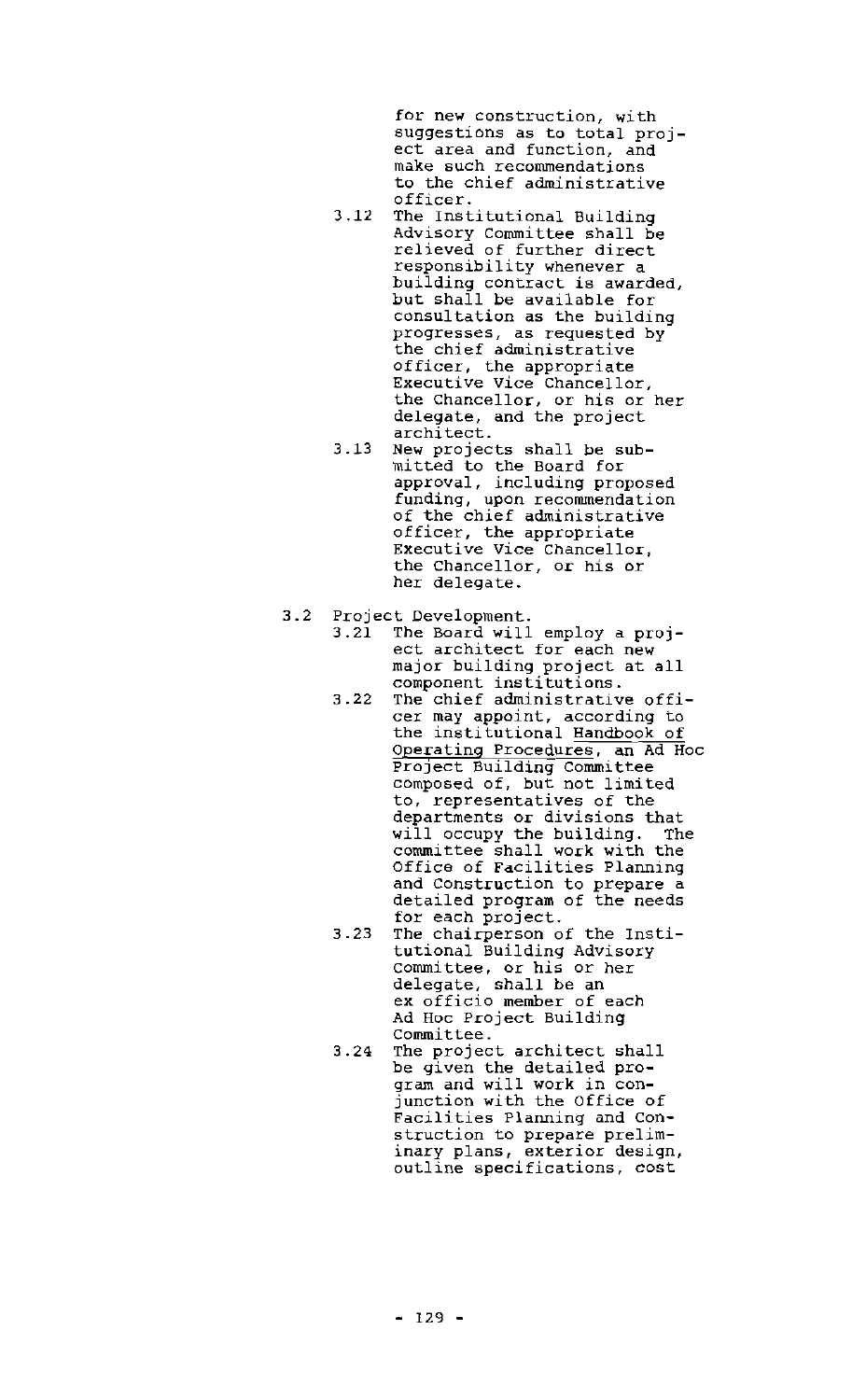for new construction, with suggestions as to total project area and function, and make such recommendations to the chief administrative officer.

3.12 The Institutional Building Advisory Committee shall be relieved of further direct responsibility whenever a building contract is awarded, but shall be available for consultation as the building progresses, as requested by the chief administrative officer, the appropriate Executive Vice Chancellor, the Chancellor, or his or her delegate, and the project architect.

3.13 New projects shall be submitted to the Board for approval, including proposed funding, upon recommendation of the chief administrative officer, the appropriate Executive Vice Chancellor, the Chancellor, or his or her delegate.

3.2 Project Development.

3.21 The Board will employ a project architect for each new major building project at all component institutions.

3.22 The chief administrative officer may appoint, according to the institutional Handbook of Operating Procedures, an Ad Hoc Project Building Committee composed of, but not limited to, representatives of the departments or divisions that will occupy the building. The committee shall work with the Office of Facilities Planning and Construction to prepare a detailed program of the needs for each project.

3.23 The chairperson of the Institutional Building Advisory Committee, or his or her delegate, shall be an ex officio member of each Ad Hoc Project Building Committee.

3.24 The project architect shall be given the detailed program and will work in conjunction with the Office of Facilities Planning and Construction to prepare preliminary plans, exterior design, outline specifications, cost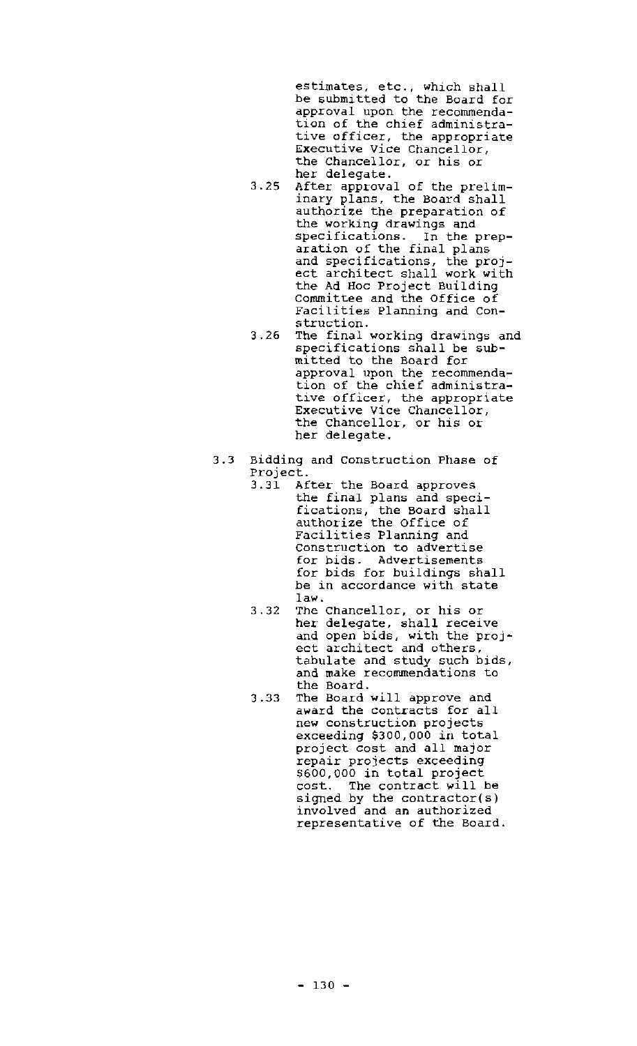estimates, etc., which shall be submitted to the Board for approval upon the recommendation of the chief administrative officer, the appropriate Executive Vice Chancellor, the Chancellor, or his or her delegate.

- 3.25 After approval of the preliminary plans, the Board shall authorize the preparation of the working drawings and specifications. In the preparation of the final plans and specifications, the project architect shall work with the Ad Hoc Project Building Committee and the Office of Facilities Planning and Construction.
- 3.26 The final working drawings and specifications shall be submitted to the Board for approval upon the recommendation of the chief administrative officer, the appropriate Executive Vice Chancellor, the Chancellor, or his or her delegate.

3.3 Bidding and Construction Phase of Project.

- 3.31 After the Board approves the final plans and specifications, the Board shall authorize the Office of Facilities Planning and Construction to advertise for bids. Advertisements for bids for buildings shall be in accordance with state law.
- 3.32 The Chancellor, or his or her delegate, shall receive and open bids, with the project architect and others, tabulate and study such bids, and make recommendations to the Board.
- 3.33 The Board will approve and award the contracts for all new construction projects exceeding $300,000 in total project cost and all major repair projects exceeding $600,000 in total project cost. The contract will be signed by the contractor(s) involved and an authorized representative of the Board.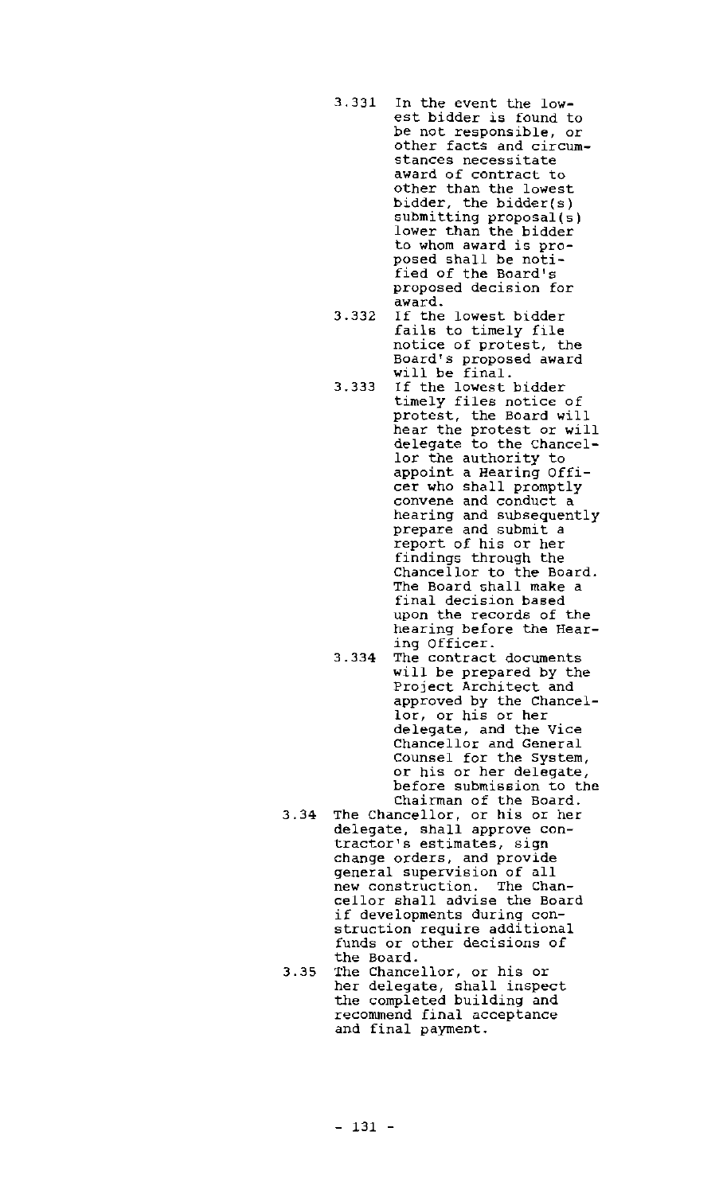3.331 In the event the lowest bidder is found to be not responsible, or other facts and circumstances necessitate award of contract to other than the lowest bidder, the bidder(s) submitting proposal(s) lower than the bidder to whom award is proposed shall be notified of the Board's proposed decision for award.

3.332 If the lowest bidder fails to timely file notice of protest, the Board's proposed award will be final.

3.333 If the lowest bidder timely files notice of protest, the Board will hear the protest or will delegate to the Chancellor the authority to appoint a Hearing Officer who shall promptly convene and conduct a hearing and subsequently prepare and submit a report of his or her findings through the Chancellor to the Board. The Board shall make a final decision based upon the records of the hearing before the Hearing Officer.

3.334 The contract documents will be prepared by the Project Architect and approved by the Chancellor, or his or her delegate, and the Vice Chancellor and General Counsel for the System, or his or her delegate, before submission to the Chairman of the Board.

3.34 The Chancellor, or his or her delegate, shall approve contractor's estimates, sign change orders, and provide general supervision of all new construction. The Chancellor shall advise the Board if developments during construction require additional funds or other decisions of the Board.

3.35 The Chancellor, or his or her delegate, shall inspect the completed building and recommend final acceptance and final payment.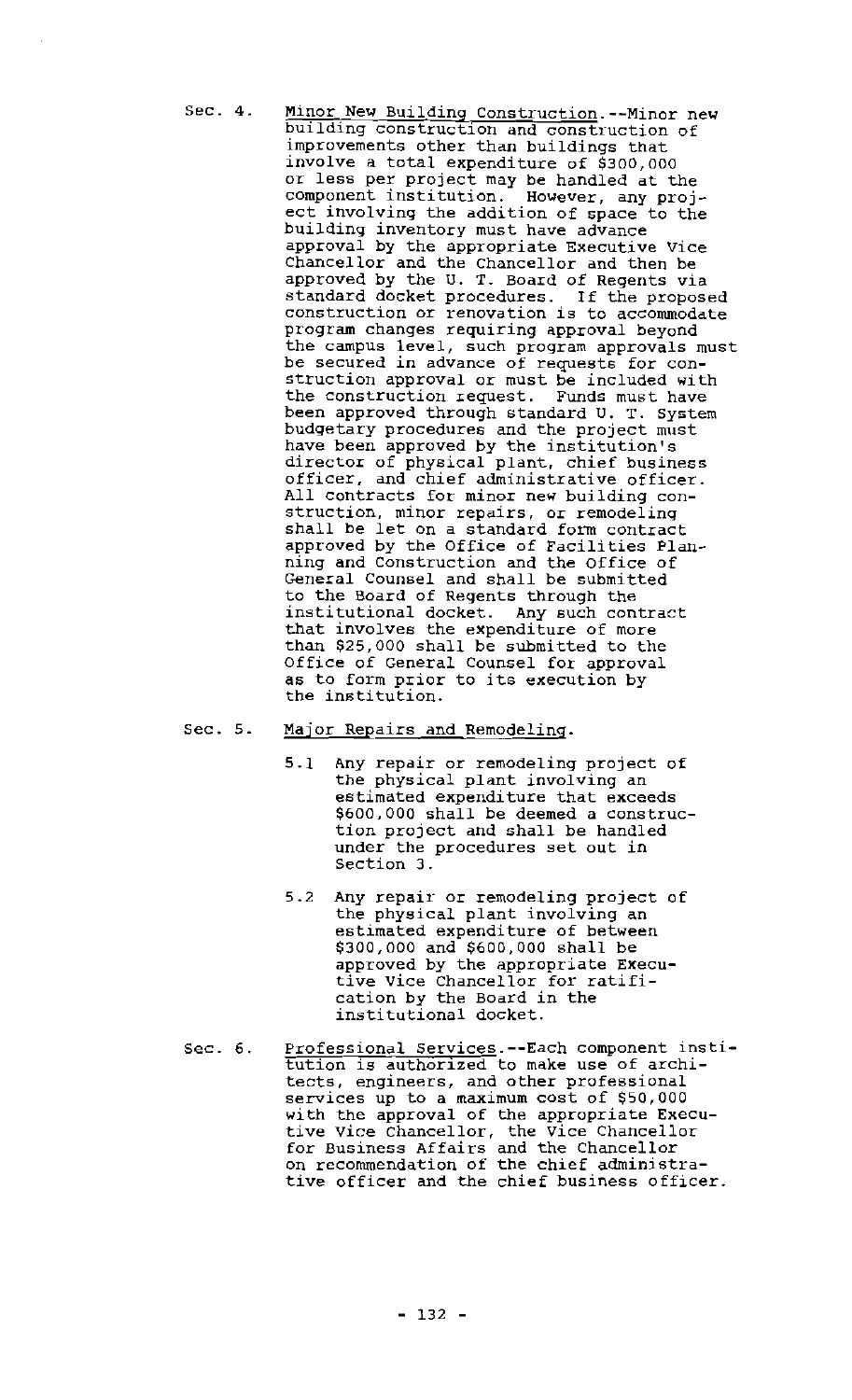Sec. 4. Minor New Building Construction.--Minor new building construction and construction of improvements other than buildings that involve a total expenditure of $300,000 or less per project may be handled at the component institution. However, any project involving the addition of space to the building inventory must have advance approval by the appropriate Executive Vice Chancellor and the Chancellor and then be approved by the U. T. Board of Regents via standard docket procedures. If the proposed construction or renovation is to accommodate program changes requiring approval beyond the campus level, such program approvals must be secured in advance of requests for construction approval or must be included with the construction request. Funds must have been approved through standard U. T. System budgetary procedures and the project must have been approved by the institution's director of physical plant, chief business officer, and chief administrative officer. All contracts for minor new building construction, minor repairs, or remodeling shall be let on a standard form contract approved by the Office of Facilities Planning and Construction and the Office of General Counsel and shall be submitted to the Board of Regents through the institutional docket. Any such contract that involves the expenditure of more than $25,000 shall be submitted to the Office of General Counsel for approval as to form prior to its execution by the institution.

Sec. 5. Major Repairs and Remodeling.

5.1 Any repair or remodeling project of the physical plant involving an estimated expenditure that exceeds $600,000 shall be deemed a construction project and shall be handled under the procedures set out in Section 3.

5.2 Any repair or remodeling project of the physical plant involving an estimated expenditure of between $300,000 and $600,000 shall be approved by the appropriate Executive Vice Chancellor for ratification by the Board in the institutional docket.

Sec. 6. Professional Services.--Each component institution is authorized to make use of architects, engineers, and other professional services up to a maximum cost of $50,000 with the approval of the appropriate Executive Vice Chancellor, the Vice Chancellor for Business Affairs and the Chancellor on recommendation of the chief administrative officer and the chief business officer.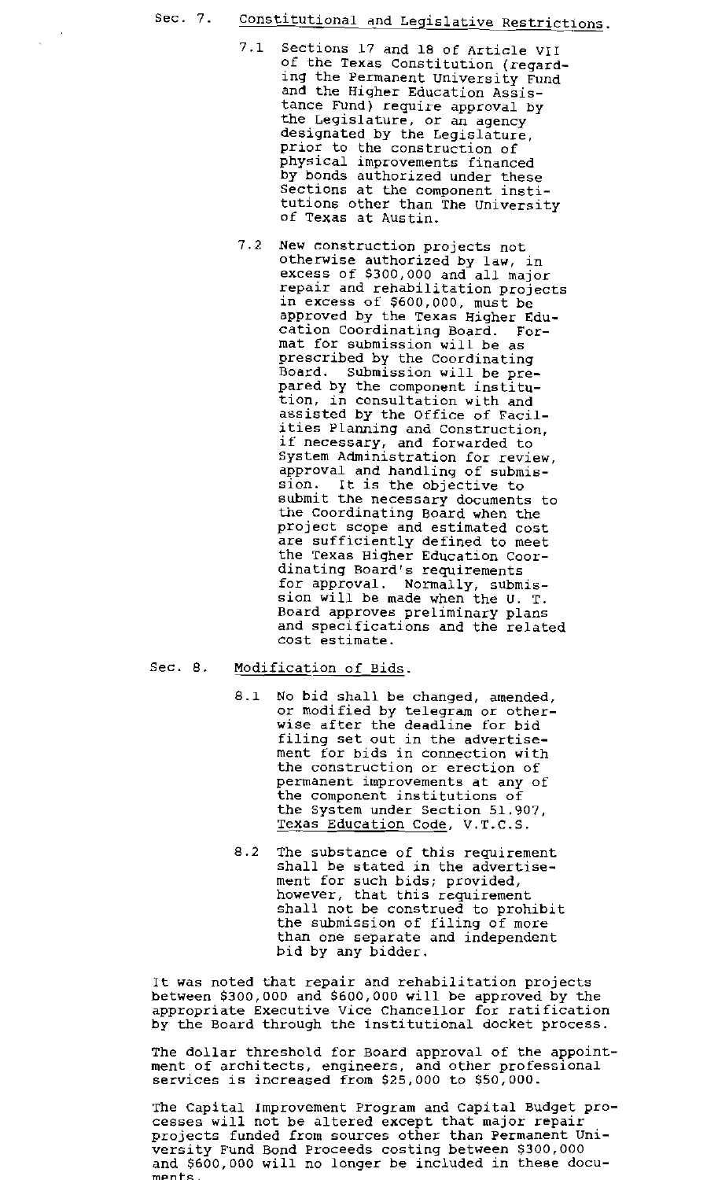Sec. 7. Constitutional and Legislative Restrictions.

7.1 Sections 17 and 18 of Article VII of the Texas Constitution (regarding the Permanent University Fund and the Higher Education Assistance Fund) require approval by the Legislature, or an agency designated by the Legislature, prior to the construction of physical improvements financed by bonds authorized under these Sections at the component institutions other than The University of Texas at Austin.

7.2 New construction projects not otherwise authorized by law, in excess of $300,000 and all major repair and rehabilitation projects in excess of $600,000, must be approved by the Texas Higher Education Coordinating Board. Format for submission will be as prescribed by the Coordinating Board. Submission will be prepared by the component institution, in consultation with and assisted by the Office of Facilities Planning and Construction, if necessary, and forwarded to System Administration for review, approval and handling of submission. It is the objective to submit the necessary documents to the Coordinating Board when the project scope and estimated cost are sufficiently defined to meet the Texas Higher Education Coordinating Board's requirements for approval. Normally, submission will be made when the U. T. Board approves preliminary plans and specifications and the related cost estimate.

Sec. 8. Modification of Bids.

8.1 No bid shall be changed, amended, or modified by telegram or otherwise after the deadline for bid filing set out in the advertisement for bids in connection with the construction or erection of permanent improvements at any of the component institutions of the System under Section 51.907, Texas Education Code, V.T.C.S.

8.2 The substance of this requirement shall be stated in the advertisement for such bids; provided, however, that this requirement shall not be construed to prohibit the submission of filing of more than one separate and independent bid by any bidder.

It was noted that repair and rehabilitation projects between $300,000 and $600,000 will be approved by the appropriate Executive Vice Chancellor for ratification by the Board through the institutional docket process.

The dollar threshold for Board approval of the appointment of architects, engineers, and other professional services is increased from $25,000 to $50,000.

The Capital Improvement Program and Capital Budget processes will not be altered except that major repair projects funded from sources other than Permanent University Fund Bond Proceeds costing between $300,000 and $600,000 will no longer be included in these documents.